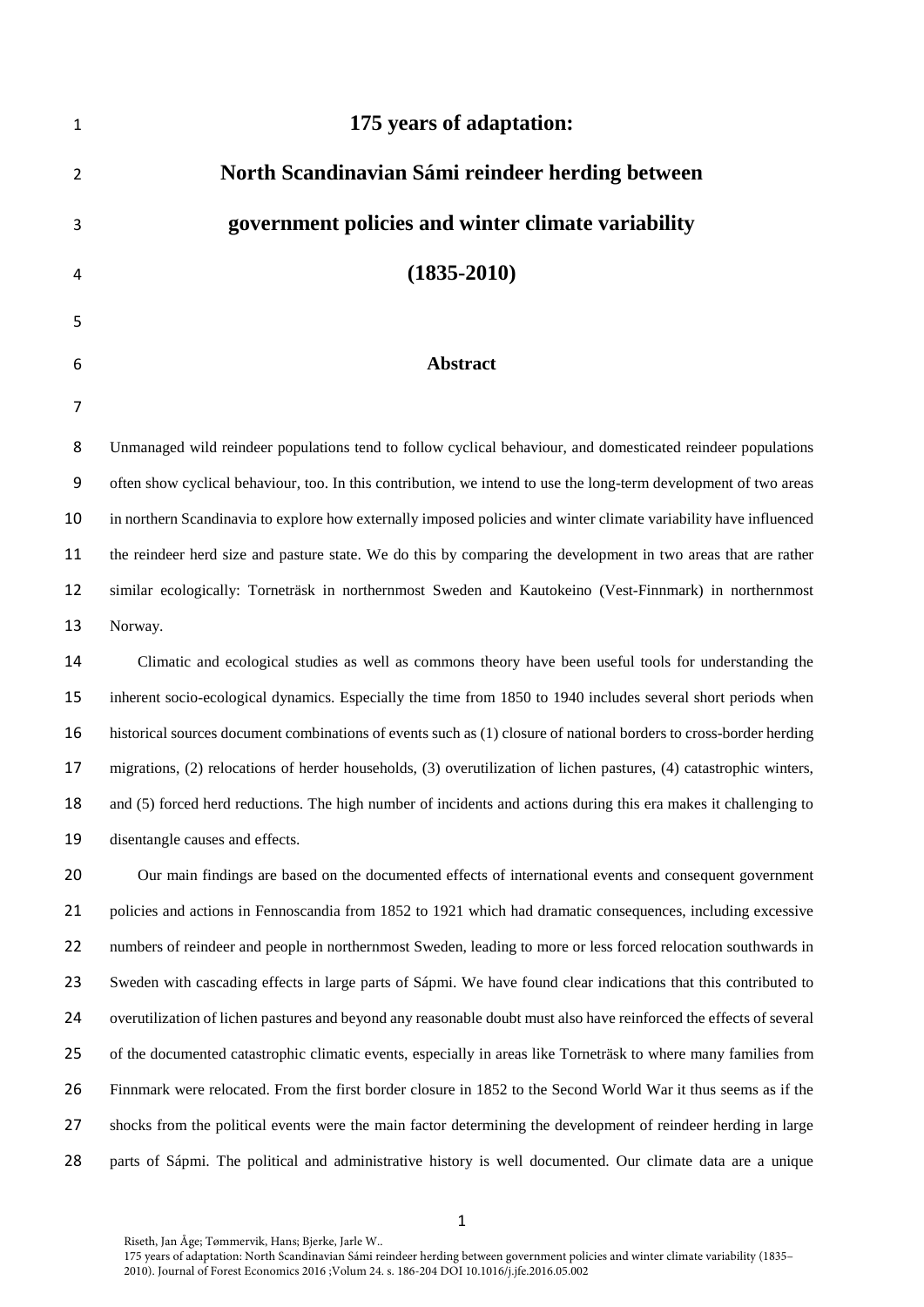# 175 years of adaptation:

# North Scandinavian Sámi reindeer herding between government policies and winter climate variability

# (1835-2010)

## Abstract

Unmanaged wild reindeer populations tend to follow cyclical behaviour, and domesticated reindeer populations often show cyclical behaviour, too. In this contribution, we intend to use the long-term development of two areas in northern Scandinavia to explore how externally imposed policies and winter climate variability have influenced the reindeer herd size and pasture state. We do this by comparing the development in two areas that are rather similar ecologically: Torneträsk in northernmost Sweden and Kautokeino (Vest-Finnmark) in northernmost Norway.

Climatic and ecological studies as well as commons theory have been useful tools for understanding the inherent socio-ecological dynamics. Especially the time from 1850 to 1940 includes several short periods when historical sources document combinations of events such as (1) closure of national borders to cross-border herding migrations, (2) relocations of herder households, (3) overutilization of lichen pastures, (4) catastrophic winters, and (5) forced herd reductions. The high number of incidents and actions during this era makes it challenging to disentangle causes and effects.

Our main findings are based on the documented effects of international events and consequent government policies and actions in Fennoscandia from 1852 to 1921 which had dramatic consequences, including excessive numbers of reindeer and people in northernmost Sweden, leading to more or less forced relocation southwards in Sweden with cascading effects in large parts of Sápmi. We have found clear indications that this contributed to overutilization of lichen pastures and beyond any reasonable doubt must also have reinforced the effects of several of the documented catastrophic climatic events, especially in areas like Torneträsk to where many families from Finnmark were relocated. From the first border closure in 1852 to the Second World War it thus seems as if the shocks from the political events were the main factor determining the development of reindeer herding in large parts of Sápmi. The political and administrative history is well documented. Our climate data are a unique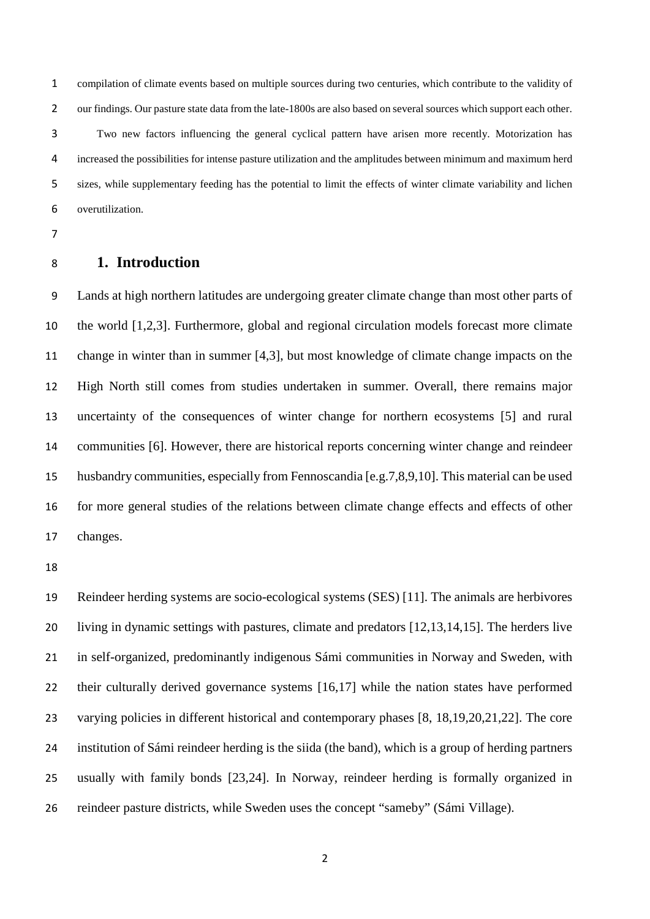compilation of climate events based on multiple sources during two centuries, which contribute to the validity of our findings. Our pasture state data from the late-1800s are also based on several sources which support each other.

Two new factors influencing the general cyclical pattern have arisen more recently. Motorization has increased the possibilities for intense pasture utilization and the amplitudes between minimum and maximum herd sizes, while supplementary feeding has the potential to limit the effects of winter climate variability and lichen overutilization.

## 1. Introduction

Lands at high northern latitudes are undergoing greater climate change than most other parts of the world [1,2,3]. Furthermore, global and regional circulation models forecast more climate change in winter than in summer [4,3], but most knowledge of climate change impacts on the High North still comes from studies undertaken in summer. Overall, there remains major uncertainty of the consequences of winter change for northern ecosystems [5] and rural communities [6]. However, there are historical reports concerning winter change and reindeer husbandry communities, especially from Fennoscandia [e.g.7,8,9,10]. This material can be used for more general studies of the relations between climate change effects and effects of other changes.

Reindeer herding systems are socio-ecological systems (SES) [11]. The animals are herbivores living in dynamic settings with pastures, climate and predators [12,13,14,15]. The herders live in self-organized, predominantly indigenous Sámi communities in Norway and Sweden, with their culturally derived governance systems [16,17] while the nation states have performed varying policies in different historical and contemporary phases [8, 18,19,20,21,22]. The core institution of Sámi reindeer herding is the siida (the band), which is a group of herding partners usually with family bonds [23,24]. In Norway, reindeer herding is formally organized in reindeer pasture districts, while Sweden uses the concept "sameby" (Sámi Village).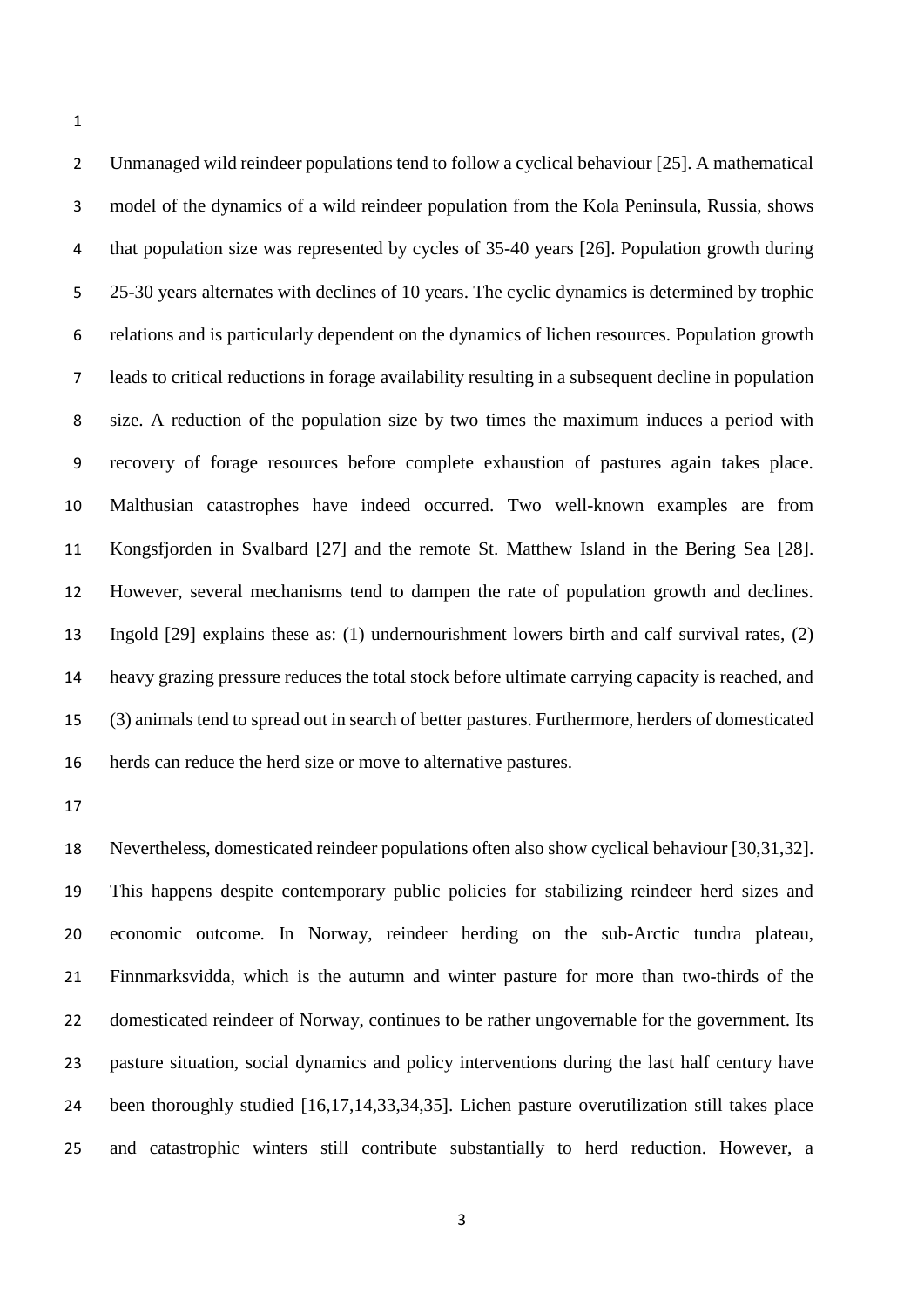Unmanaged wild reindeer populations tend to follow a cyclical behaviour [25]. A mathematical model of the dynamics of a wild reindeer population from the Kola Peninsula, Russia, shows that population size was represented by cycles of 35-40 years [26]. Population growth during 25-30 years alternates with declines of 10 years. The cyclic dynamics is determined by trophic relations and is particularly dependent on the dynamics of lichen resources. Population growth leads to critical reductions in forage availability resulting in a subsequent decline in population size. A reduction of the population size by two times the maximum induces a period with recovery of forage resources before complete exhaustion of pastures again takes place. Malthusian catastrophes have indeed occurred. Two well-known examples are from Kongsfjorden in Svalbard [27] and the remote St. Matthew Island in the Bering Sea [28]. However, several mechanisms tend to dampen the rate of population growth and declines. Ingold [29] explains these as: (1) undernourishment lowers birth and calf survival rates, (2) heavy grazing pressure reduces the total stock before ultimate carrying capacity is reached, and (3) animals tend to spread out in search of better pastures. Furthermore, herders of domesticated herds can reduce the herd size or move to alternative pastures.

Nevertheless, domesticated reindeer populations often also show cyclical behaviour [30,31,32]. This happens despite contemporary public policies for stabilizing reindeer herd sizes and economic outcome. In Norway, reindeer herding on the sub-Arctic tundra plateau, Finnmarksvidda, which is the autumn and winter pasture for more than two-thirds of the domesticated reindeer of Norway, continues to be rather ungovernable for the government. Its pasture situation, social dynamics and policy interventions during the last half century have been thoroughly studied [16,17,14,33,34,35]. Lichen pasture overutilization still takes place and catastrophic winters still contribute substantially to herd reduction. However, a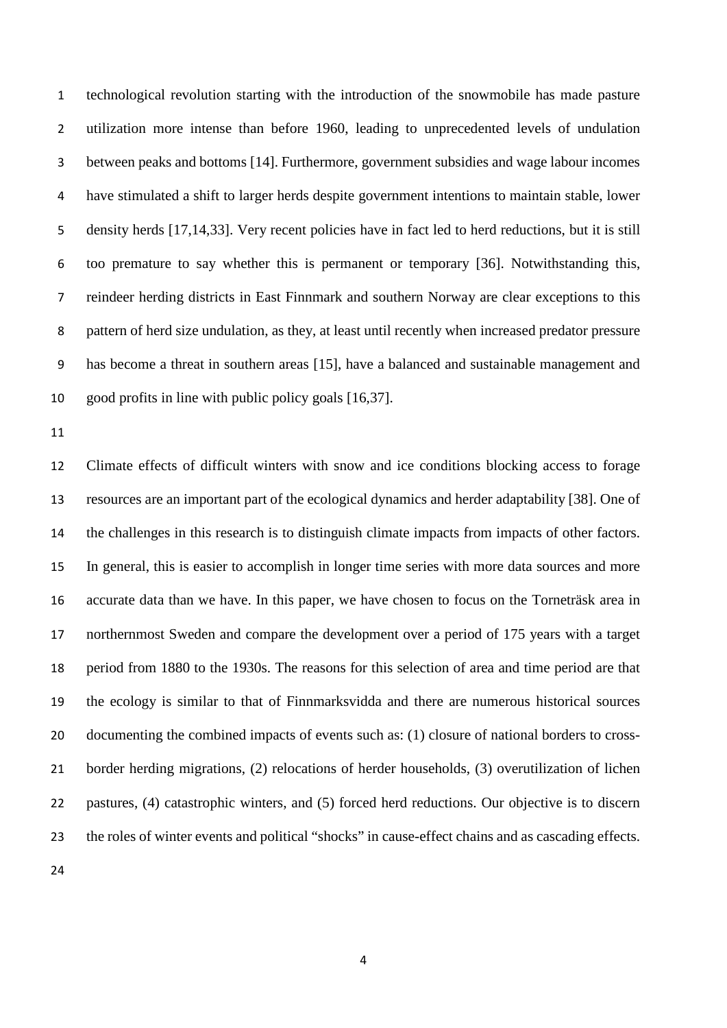technological revolution starting with the introduction of the snowmobile has made pasture utilization more intense than before 1960, leading to unprecedented levels of undulation between peaks and bottoms [14]. Furthermore, government subsidies and wage labour incomes have stimulated a shift to larger herds despite government intentions to maintain stable, lower density herds [17,14,33]. Very recent policies have in fact led to herd reductions, but it is still too premature to say whether this is permanent or temporary [36]. Notwithstanding this, reindeer herding districts in East Finnmark and southern Norway are clear exceptions to this pattern of herd size undulation, as they, at least until recently when increased predator pressure has become a threat in southern areas [15], have a balanced and sustainable management and good profits in line with public policy goals [16,37].

Climate effects of difficult winters with snow and ice conditions blocking access to forage resources are an important part of the ecological dynamics and herder adaptability [38]. One of the challenges in this research is to distinguish climate impacts from impacts of other factors. In general, this is easier to accomplish in longer time series with more data sources and more accurate data than we have. In this paper, we have chosen to focus on the Torneträsk area in northernmost Sweden and compare the development over a period of 175 years with a target period from 1880 to the 1930s. The reasons for this selection of area and time period are that the ecology is similar to that of Finnmarksvidda and there are numerous historical sources documenting the combined impacts of events such as: (1) closure of national borders to cross-border herding migrations, (2) relocations of herder households, (3) overutilization of lichen pastures, (4) catastrophic winters, and (5) forced herd reductions. Our objective is to discern the roles of winter events and political "shocks" in cause-effect chains and as cascading effects.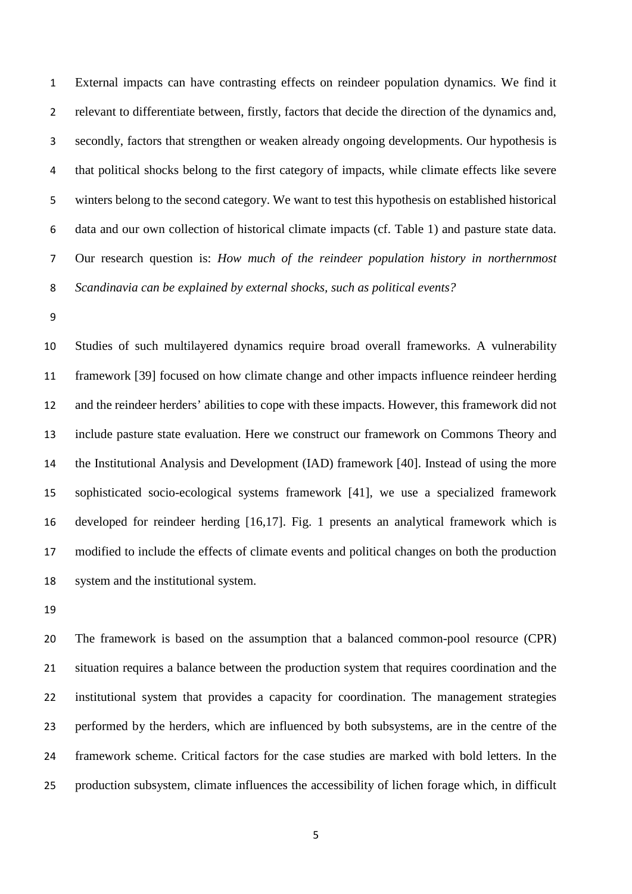External impacts can have contrasting effects on reindeer population dynamics. We find it relevant to differentiate between, firstly, factors that decide the direction of the dynamics and, secondly, factors that strengthen or weaken already ongoing developments. Our hypothesis is that political shocks belong to the first category of impacts, while climate effects like severe winters belong to the second category. We want to test this hypothesis on established historical data and our own collection of historical climate impacts (cf. Table 1) and pasture state data. Our research question is: *How much of the reindeer population history in northernmost Scandinavia can be explained by external shocks, such as political events?*

Studies of such multilayered dynamics require broad overall frameworks. A vulnerability framework [39] focused on how climate change and other impacts influence reindeer herding and the reindeer herders' abilities to cope with these impacts. However, this framework did not include pasture state evaluation. Here we construct our framework on Commons Theory and the Institutional Analysis and Development (IAD) framework [40]. Instead of using the more sophisticated socio-ecological systems framework [41], we use a specialized framework developed for reindeer herding [16,17]. Fig. 1 presents an analytical framework which is modified to include the effects of climate events and political changes on both the production system and the institutional system.

The framework is based on the assumption that a balanced common-pool resource (CPR) situation requires a balance between the production system that requires coordination and the institutional system that provides a capacity for coordination. The management strategies performed by the herders, which are influenced by both subsystems, are in the centre of the framework scheme. Critical factors for the case studies are marked with bold letters. In the production subsystem, climate influences the accessibility of lichen forage which, in difficult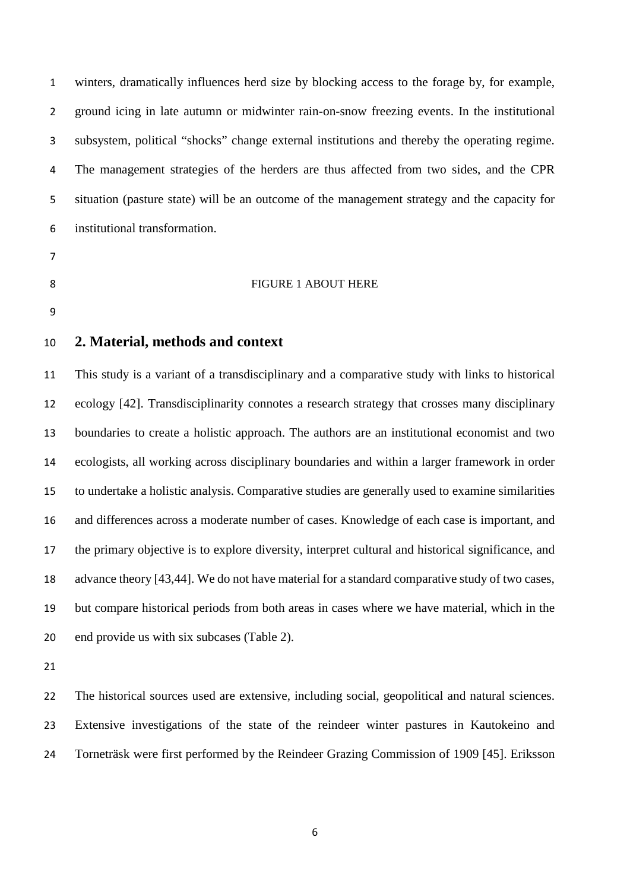winters, dramatically influences herd size by blocking access to the forage by, for example, ground icing in late autumn or midwinter rain-on-snow freezing events. In the institutional subsystem, political "shocks" change external institutions and thereby the operating regime. The management strategies of the herders are thus affected from two sides, and the CPR situation (pasture state) will be an outcome of the management strategy and the capacity for institutional transformation.

FIGURE 1 ABOUT HERE

## 2. Material, methods and context

This study is a variant of a transdisciplinary and a comparative study with links to historical ecology [42]. Transdisciplinarity connotes a research strategy that crosses many disciplinary boundaries to create a holistic approach. The authors are an institutional economist and two ecologists, all working across disciplinary boundaries and within a larger framework in order to undertake a holistic analysis. Comparative studies are generally used to examine similarities and differences across a moderate number of cases. Knowledge of each case is important, and the primary objective is to explore diversity, interpret cultural and historical significance, and advance theory [43,44]. We do not have material for a standard comparative study of two cases, but compare historical periods from both areas in cases where we have material, which in the end provide us with six subcases (Table 2).

The historical sources used are extensive, including social, geopolitical and natural sciences. Extensive investigations of the state of the reindeer winter pastures in Kautokeino and Torneträsk were first performed by the Reindeer Grazing Commission of 1909 [45]. Eriksson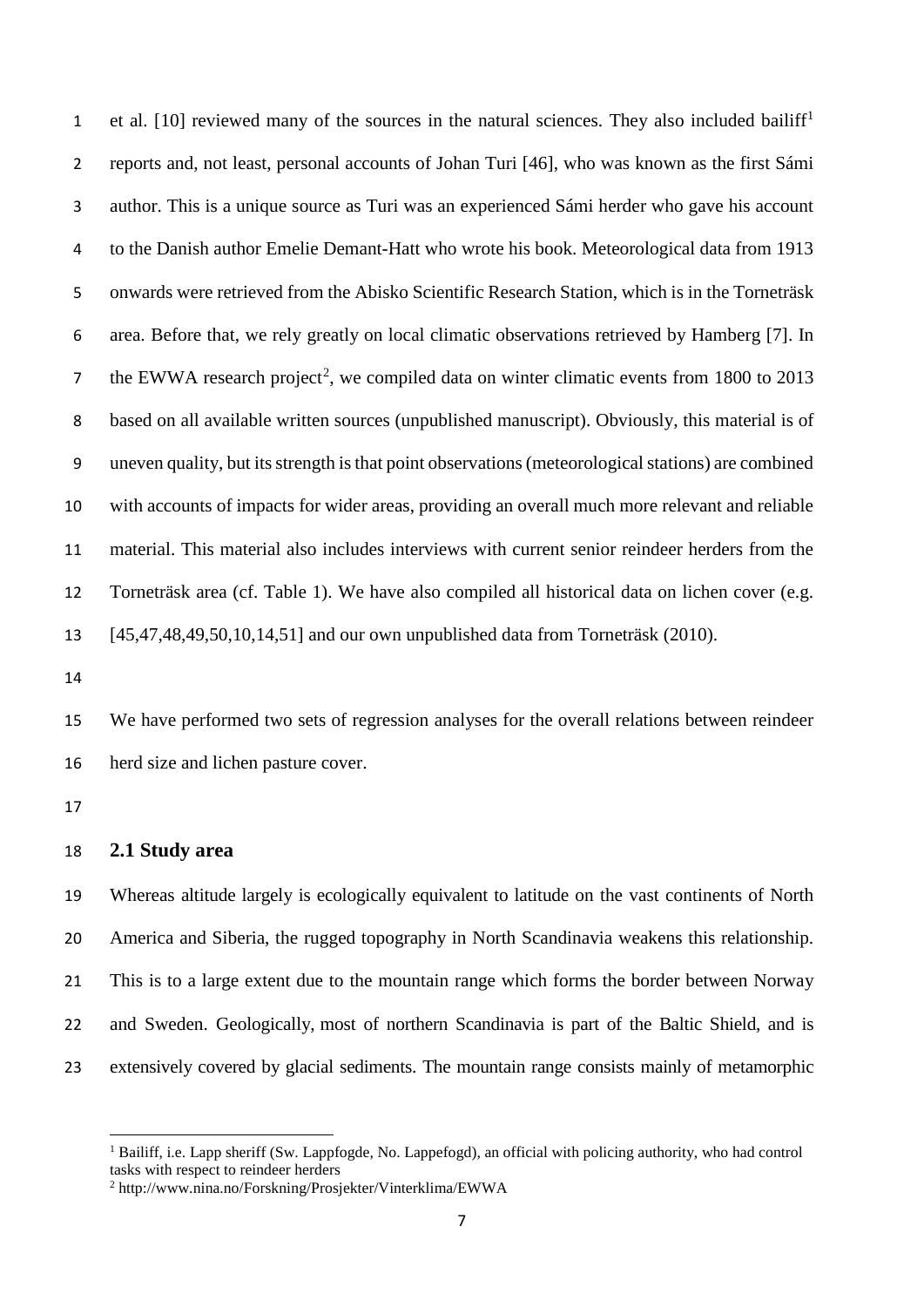et al. [10] reviewed many of the sources in the natural sciences. They also included bailiff[1] reports and, not least, personal accounts of Johan Turi [46], who was known as the first Sámi author. This is a unique source as Turi was an experienced Sámi herder who gave his account to the Danish author Emelie Demant-Hatt who wrote his book. Meteorological data from 1913 onwards were retrieved from the Abisko Scientific Research Station, which is in the Torneträsk area. Before that, we rely greatly on local climatic observations retrieved by Hamberg [7]. In the EWWA research project[2], we compiled data on winter climatic events from 1800 to 2013 based on all available written sources (unpublished manuscript). Obviously, this material is of uneven quality, but its strength is that point observations (meteorological stations) are combined with accounts of impacts for wider areas, providing an overall much more relevant and reliable material. This material also includes interviews with current senior reindeer herders from the Torneträsk area (cf. Table 1). We have also compiled all historical data on lichen cover (e.g. [45,47,48,49,50,10,14,51] and our own unpublished data from Torneträsk (2010).

We have performed two sets of regression analyses for the overall relations between reindeer herd size and lichen pasture cover.

## 2.1 Study area

Whereas altitude largely is ecologically equivalent to latitude on the vast continents of North America and Siberia, the rugged topography in North Scandinavia weakens this relationship. This is to a large extent due to the mountain range which forms the border between Norway and Sweden. Geologically, most of northern Scandinavia is part of the Baltic Shield, and is extensively covered by glacial sediments. The mountain range consists mainly of metamorphic

---

[1] Bailiff, i.e. Lapp sheriff (Sw. Lappfogde, No. Lappefogd), an official with policing authority, who had control tasks with respect to reindeer herders

[2] http://www.nina.no/Forskning/Prosjekter/Vinterklima/EWWA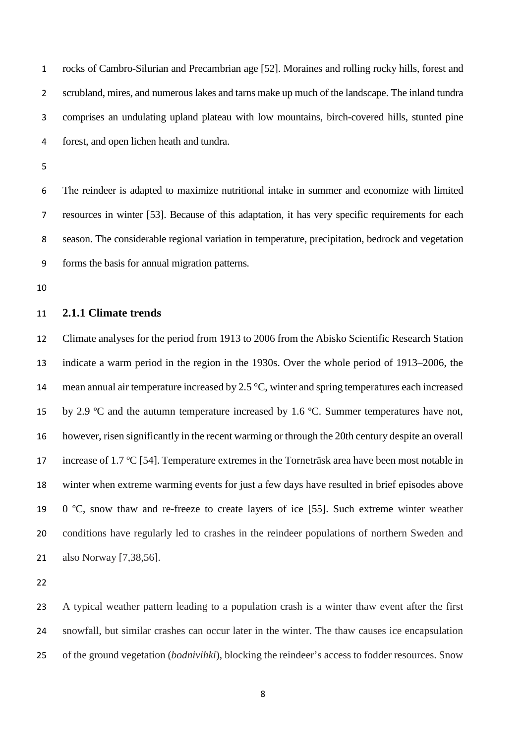rocks of Cambro-Silurian and Precambrian age [52]. Moraines and rolling rocky hills, forest and scrubland, mires, and numerous lakes and tarns make up much of the landscape. The inland tundra comprises an undulating upland plateau with low mountains, birch-covered hills, stunted pine forest, and open lichen heath and tundra.

The reindeer is adapted to maximize nutritional intake in summer and economize with limited resources in winter [53]. Because of this adaptation, it has very specific requirements for each season. The considerable regional variation in temperature, precipitation, bedrock and vegetation forms the basis for annual migration patterns.

### 2.1.1 Climate trends

Climate analyses for the period from 1913 to 2006 from the Abisko Scientific Research Station indicate a warm period in the region in the 1930s. Over the whole period of 1913–2006, the mean annual air temperature increased by 2.5 °C, winter and spring temperatures each increased by 2.9 ºC and the autumn temperature increased by 1.6 ºC. Summer temperatures have not, however, risen significantly in the recent warming or through the 20th century despite an overall increase of 1.7 ºC [54]. Temperature extremes in the Torneträsk area have been most notable in winter when extreme warming events for just a few days have resulted in brief episodes above 0 ºC, snow thaw and re-freeze to create layers of ice [55]. Such extreme winter weather conditions have regularly led to crashes in the reindeer populations of northern Sweden and also Norway [7,38,56].

A typical weather pattern leading to a population crash is a winter thaw event after the first snowfall, but similar crashes can occur later in the winter. The thaw causes ice encapsulation of the ground vegetation (*bodnivihki*), blocking the reindeer's access to fodder resources. Snow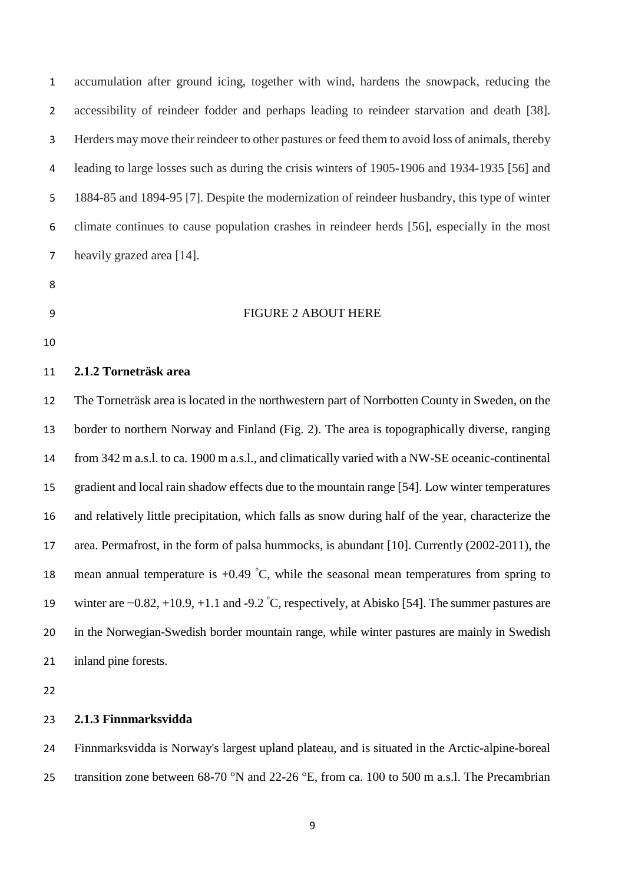accumulation after ground icing, together with wind, hardens the snowpack, reducing the accessibility of reindeer fodder and perhaps leading to reindeer starvation and death [38]. Herders may move their reindeer to other pastures or feed them to avoid loss of animals, thereby leading to large losses such as during the crisis winters of 1905-1906 and 1934-1935 [56] and 1884-85 and 1894-95 [7]. Despite the modernization of reindeer husbandry, this type of winter climate continues to cause population crashes in reindeer herds [56], especially in the most heavily grazed area [14].

FIGURE 2 ABOUT HERE

### 2.1.2 Torneträsk area

The Torneträsk area is located in the northwestern part of Norrbotten County in Sweden, on the border to northern Norway and Finland (Fig. 2). The area is topographically diverse, ranging from 342 m a.s.l. to ca. 1900 m a.s.l., and climatically varied with a NW-SE oceanic-continental gradient and local rain shadow effects due to the mountain range [54]. Low winter temperatures and relatively little precipitation, which falls as snow during half of the year, characterize the area. Permafrost, in the form of palsa hummocks, is abundant [10]. Currently (2002-2011), the mean annual temperature is +0.49 °C, while the seasonal mean temperatures from spring to winter are −0.82, +10.9, +1.1 and -9.2 °C, respectively, at Abisko [54]. The summer pastures are in the Norwegian-Swedish border mountain range, while winter pastures are mainly in Swedish inland pine forests.

### 2.1.3 Finnmarksvidda

Finnmarksvidda is Norway's largest upland plateau, and is situated in the Arctic-alpine-boreal transition zone between 68-70 °N and 22-26 °E, from ca. 100 to 500 m a.s.l. The Precambrian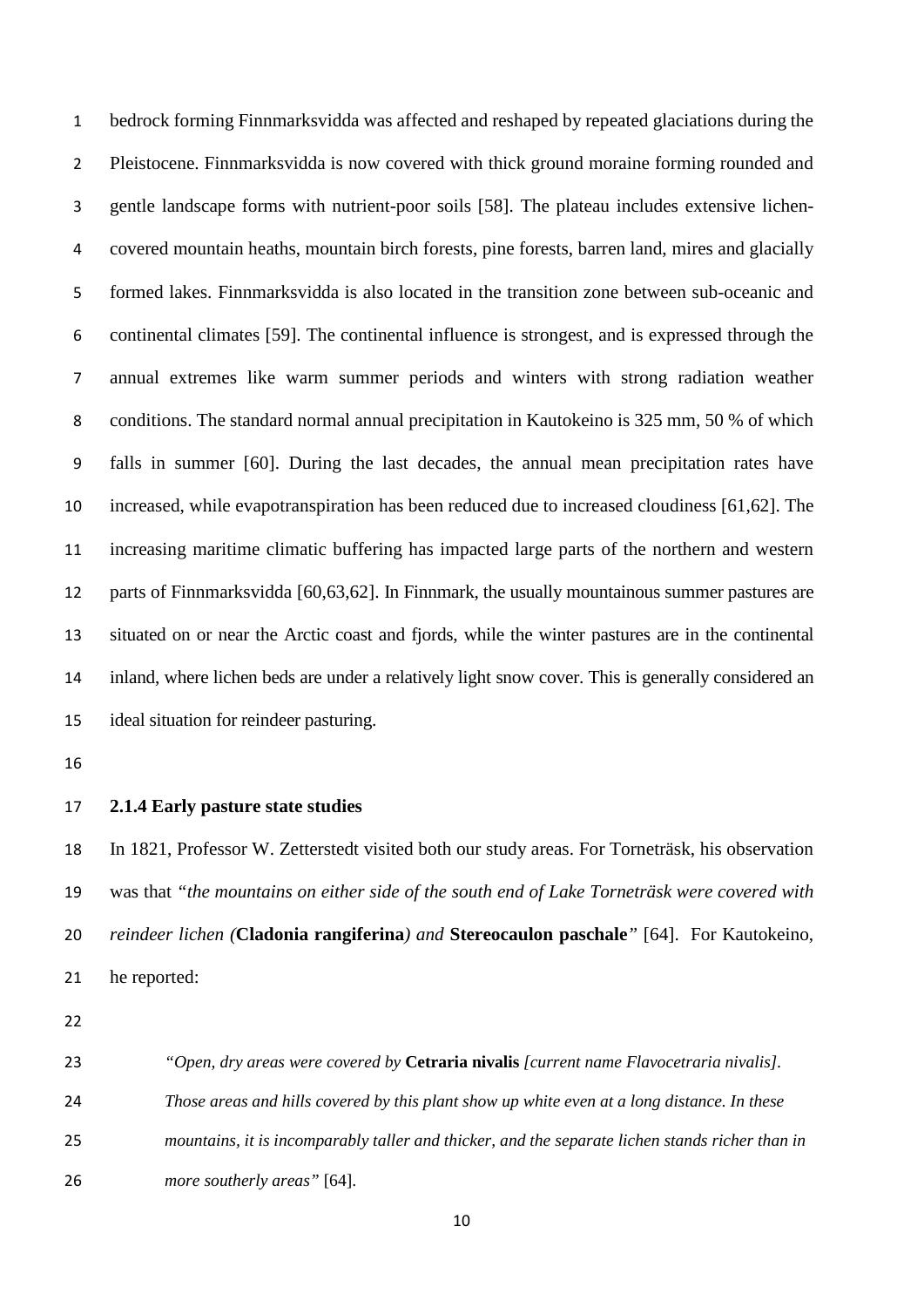bedrock forming Finnmarksvidda was affected and reshaped by repeated glaciations during the Pleistocene. Finnmarksvidda is now covered with thick ground moraine forming rounded and gentle landscape forms with nutrient-poor soils [58]. The plateau includes extensive lichen-covered mountain heaths, mountain birch forests, pine forests, barren land, mires and glacially formed lakes. Finnmarksvidda is also located in the transition zone between sub-oceanic and continental climates [59]. The continental influence is strongest, and is expressed through the annual extremes like warm summer periods and winters with strong radiation weather conditions. The standard normal annual precipitation in Kautokeino is 325 mm, 50 % of which falls in summer [60]. During the last decades, the annual mean precipitation rates have increased, while evapotranspiration has been reduced due to increased cloudiness [61,62]. The increasing maritime climatic buffering has impacted large parts of the northern and western parts of Finnmarksvidda [60,63,62]. In Finnmark, the usually mountainous summer pastures are situated on or near the Arctic coast and fjords, while the winter pastures are in the continental inland, where lichen beds are under a relatively light snow cover. This is generally considered an ideal situation for reindeer pasturing.

### 2.1.4 Early pasture state studies

In 1821, Professor W. Zetterstedt visited both our study areas. For Torneträsk, his observation was that *"the mountains on either side of the south end of Lake Torneträsk were covered with reindeer lichen (***Cladonia rangiferina***) and* **Stereocaulon paschale***"* [64]. For Kautokeino, he reported:

> *"Open, dry areas were covered by* **Cetraria nivalis** *[current name Flavocetraria nivalis]. Those areas and hills covered by this plant show up white even at a long distance. In these mountains, it is incomparably taller and thicker, and the separate lichen stands richer than in more southerly areas"* [64].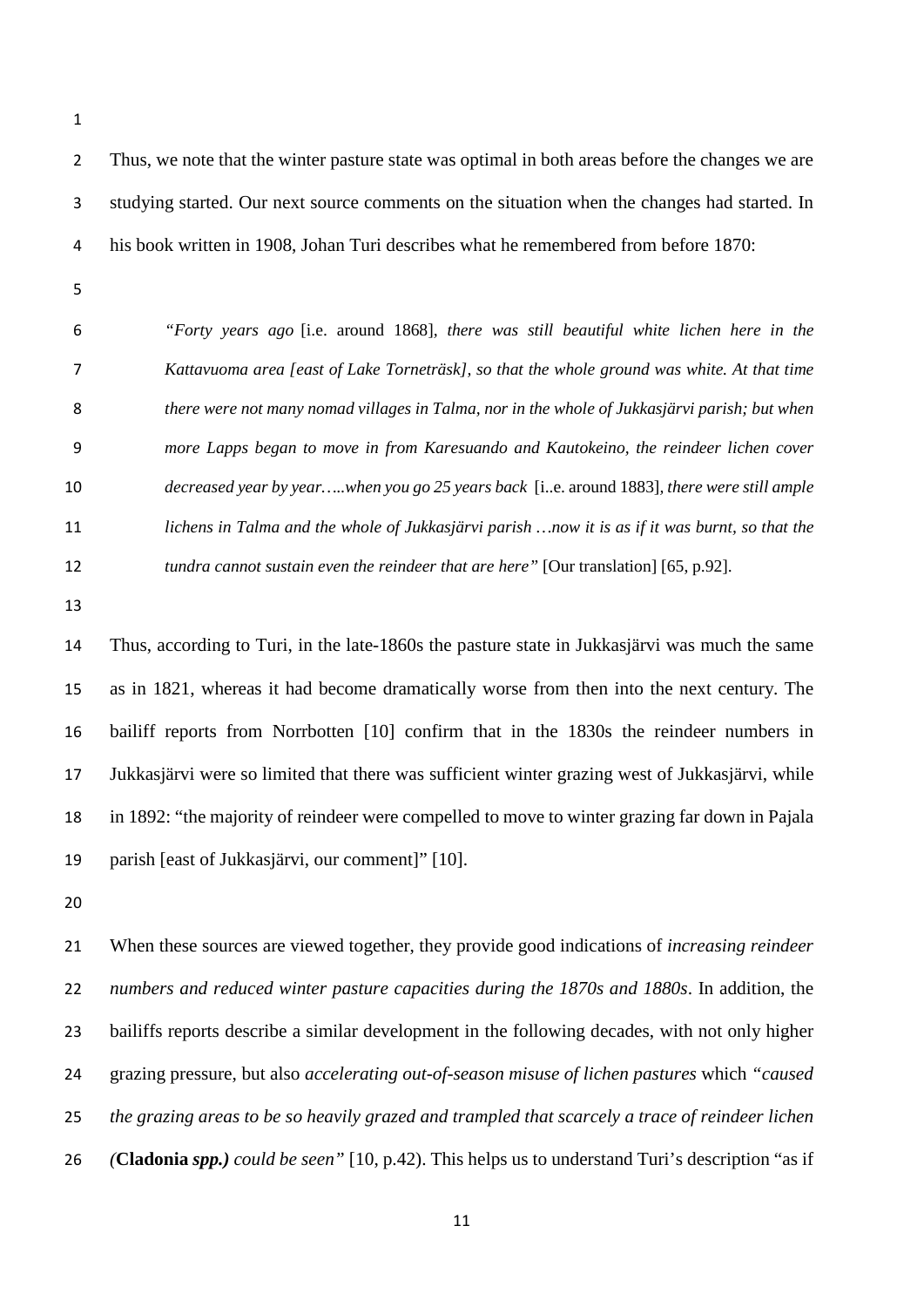Thus, we note that the winter pasture state was optimal in both areas before the changes we are studying started. Our next source comments on the situation when the changes had started. In his book written in 1908, Johan Turi describes what he remembered from before 1870:

> *"Forty years ago* [i.e. around 1868], *there was still beautiful white lichen here in the Kattavuoma area [east of Lake Torneträsk], so that the whole ground was white. At that time there were not many nomad villages in Talma, nor in the whole of Jukkasjärvi parish; but when more Lapps began to move in from Karesuando and Kautokeino, the reindeer lichen cover decreased year by year…..when you go 25 years back* [i..e. around 1883], *there were still ample lichens in Talma and the whole of Jukkasjärvi parish …now it is as if it was burnt, so that the tundra cannot sustain even the reindeer that are here"* [Our translation] [65, p.92].

Thus, according to Turi, in the late-1860s the pasture state in Jukkasjärvi was much the same as in 1821, whereas it had become dramatically worse from then into the next century. The bailiff reports from Norrbotten [10] confirm that in the 1830s the reindeer numbers in Jukkasjärvi were so limited that there was sufficient winter grazing west of Jukkasjärvi, while in 1892: "the majority of reindeer were compelled to move to winter grazing far down in Pajala parish [east of Jukkasjärvi, our comment]" [10].

When these sources are viewed together, they provide good indications of *increasing reindeer numbers and reduced winter pasture capacities during the 1870s and 1880s*. In addition, the bailiffs reports describe a similar development in the following decades, with not only higher grazing pressure, but also *accelerating out-of-season misuse of lichen pastures* which *"caused the grazing areas to be so heavily grazed and trampled that scarcely a trace of reindeer lichen (***Cladonia** *spp.) could be seen"* [10, p.42). This helps us to understand Turi's description "as if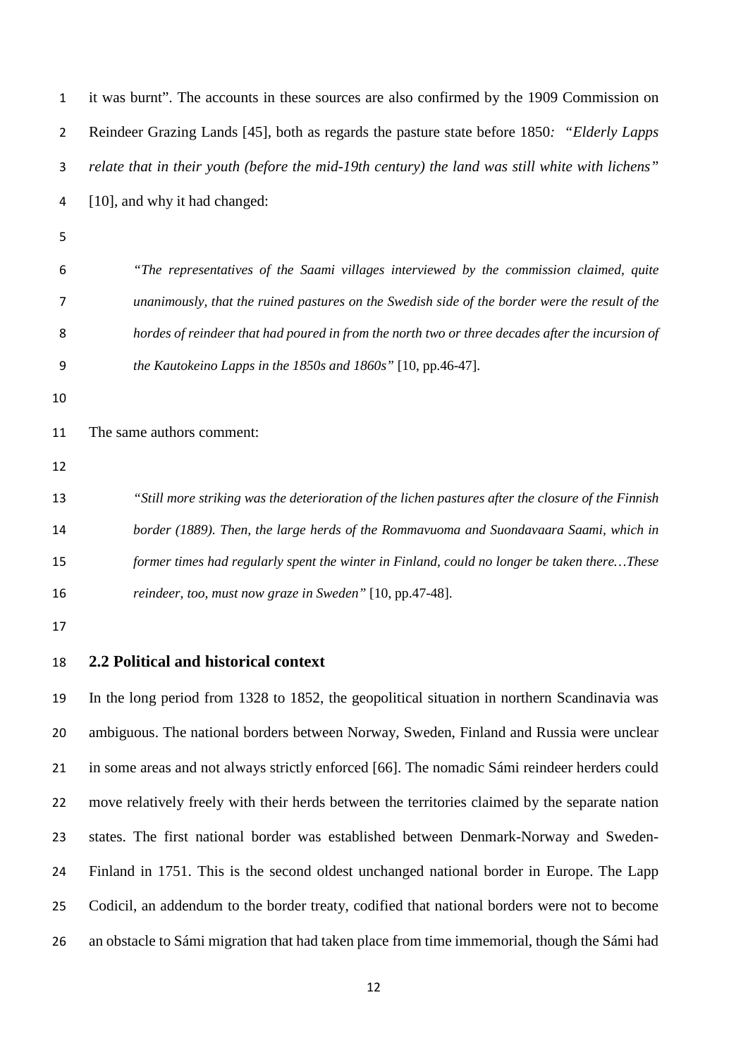it was burnt". The accounts in these sources are also confirmed by the 1909 Commission on Reindeer Grazing Lands [45], both as regards the pasture state before 1850*: "Elderly Lapps relate that in their youth (before the mid-19th century) the land was still white with lichens"* [10], and why it had changed:

> *"The representatives of the Saami villages interviewed by the commission claimed, quite unanimously, that the ruined pastures on the Swedish side of the border were the result of the hordes of reindeer that had poured in from the north two or three decades after the incursion of the Kautokeino Lapps in the 1850s and 1860s"* [10, pp.46-47].

The same authors comment:

> *"Still more striking was the deterioration of the lichen pastures after the closure of the Finnish border (1889). Then, the large herds of the Rommavuoma and Suondavaara Saami, which in former times had regularly spent the winter in Finland, could no longer be taken there…These reindeer, too, must now graze in Sweden"* [10, pp.47-48].

## 2.2 Political and historical context

In the long period from 1328 to 1852, the geopolitical situation in northern Scandinavia was ambiguous. The national borders between Norway, Sweden, Finland and Russia were unclear in some areas and not always strictly enforced [66]. The nomadic Sámi reindeer herders could move relatively freely with their herds between the territories claimed by the separate nation states. The first national border was established between Denmark-Norway and Sweden-Finland in 1751. This is the second oldest unchanged national border in Europe. The Lapp Codicil, an addendum to the border treaty, codified that national borders were not to become an obstacle to Sámi migration that had taken place from time immemorial, though the Sámi had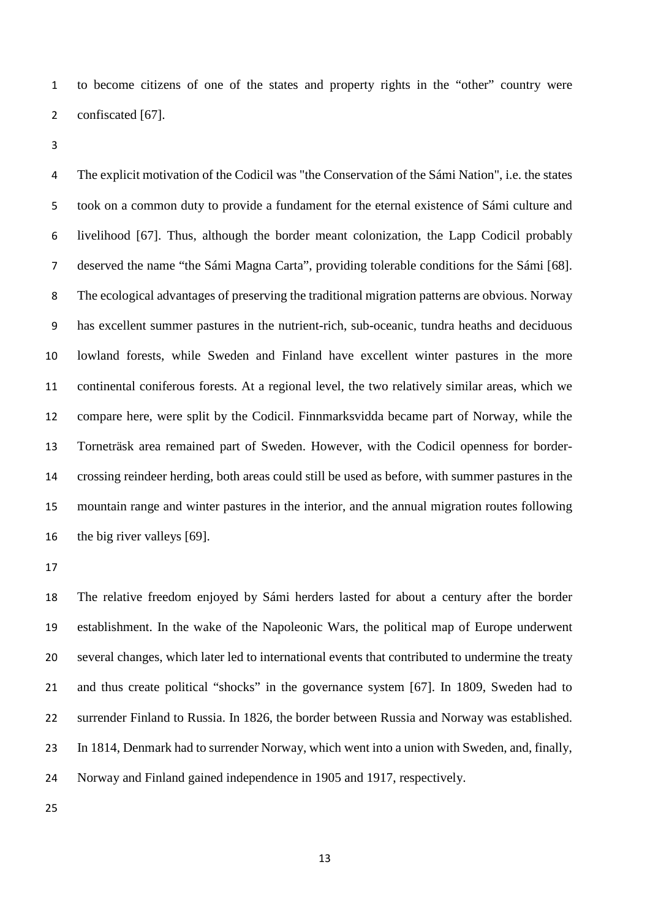to become citizens of one of the states and property rights in the "other" country were confiscated [67].

The explicit motivation of the Codicil was "the Conservation of the Sámi Nation", i.e. the states took on a common duty to provide a fundament for the eternal existence of Sámi culture and livelihood [67]. Thus, although the border meant colonization, the Lapp Codicil probably deserved the name "the Sámi Magna Carta", providing tolerable conditions for the Sámi [68]. The ecological advantages of preserving the traditional migration patterns are obvious. Norway has excellent summer pastures in the nutrient-rich, sub-oceanic, tundra heaths and deciduous lowland forests, while Sweden and Finland have excellent winter pastures in the more continental coniferous forests. At a regional level, the two relatively similar areas, which we compare here, were split by the Codicil. Finnmarksvidda became part of Norway, while the Torneträsk area remained part of Sweden. However, with the Codicil openness for border-crossing reindeer herding, both areas could still be used as before, with summer pastures in the mountain range and winter pastures in the interior, and the annual migration routes following the big river valleys [69].

The relative freedom enjoyed by Sámi herders lasted for about a century after the border establishment. In the wake of the Napoleonic Wars, the political map of Europe underwent several changes, which later led to international events that contributed to undermine the treaty and thus create political "shocks" in the governance system [67]. In 1809, Sweden had to surrender Finland to Russia. In 1826, the border between Russia and Norway was established. In 1814, Denmark had to surrender Norway, which went into a union with Sweden, and, finally, Norway and Finland gained independence in 1905 and 1917, respectively.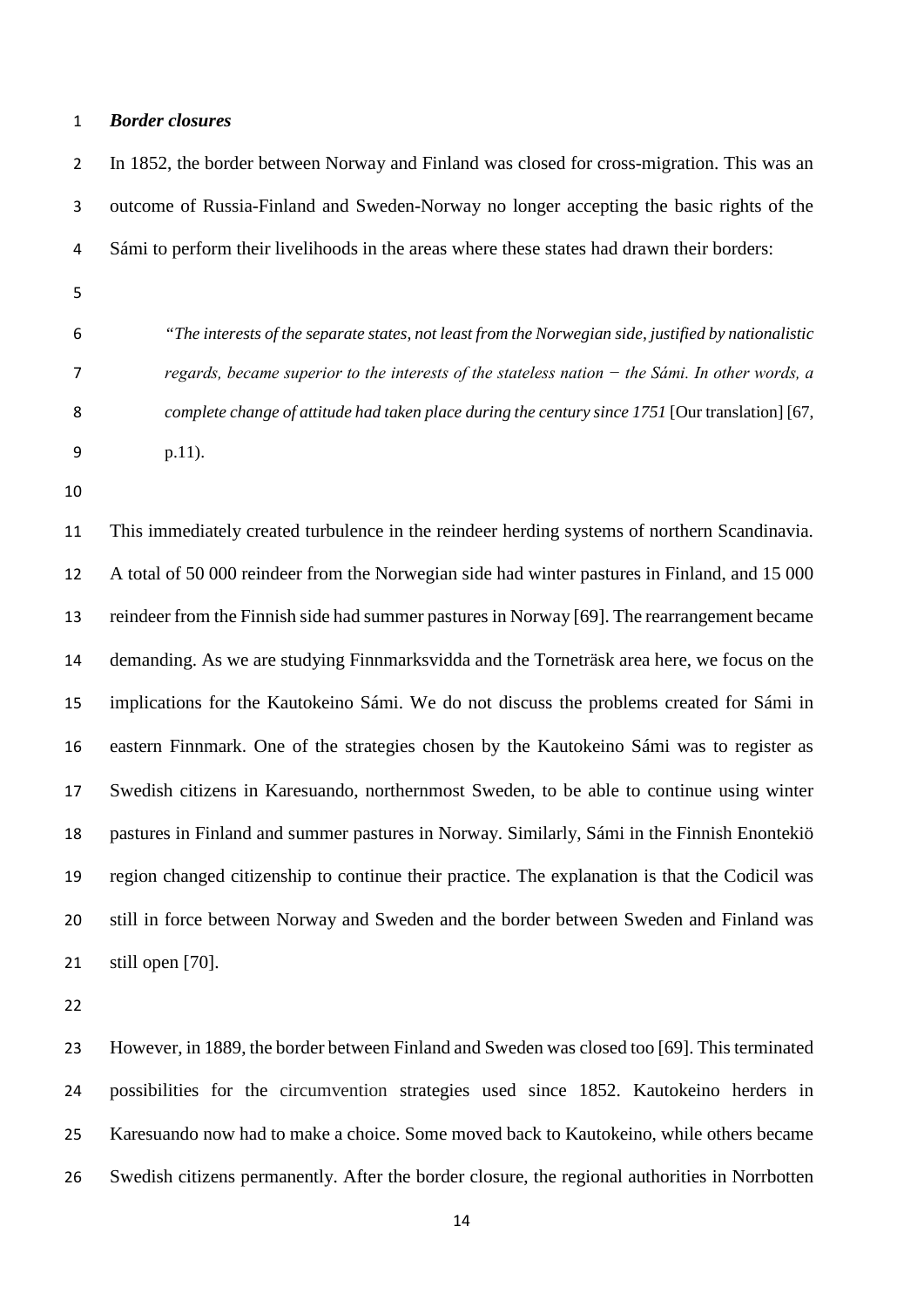***Border closures***

In 1852, the border between Norway and Finland was closed for cross-migration. This was an outcome of Russia-Finland and Sweden-Norway no longer accepting the basic rights of the Sámi to perform their livelihoods in the areas where these states had drawn their borders:

> *"The interests of the separate states, not least from the Norwegian side, justified by nationalistic regards, became superior to the interests of the stateless nation − the Sámi. In other words, a complete change of attitude had taken place during the century since 1751* [Our translation] [67, p.11).

This immediately created turbulence in the reindeer herding systems of northern Scandinavia. A total of 50 000 reindeer from the Norwegian side had winter pastures in Finland, and 15 000 reindeer from the Finnish side had summer pastures in Norway [69]. The rearrangement became demanding. As we are studying Finnmarksvidda and the Torneträsk area here, we focus on the implications for the Kautokeino Sámi. We do not discuss the problems created for Sámi in eastern Finnmark. One of the strategies chosen by the Kautokeino Sámi was to register as Swedish citizens in Karesuando, northernmost Sweden, to be able to continue using winter pastures in Finland and summer pastures in Norway. Similarly, Sámi in the Finnish Enontekiö region changed citizenship to continue their practice. The explanation is that the Codicil was still in force between Norway and Sweden and the border between Sweden and Finland was still open [70].

However, in 1889, the border between Finland and Sweden was closed too [69]. This terminated possibilities for the circumvention strategies used since 1852. Kautokeino herders in Karesuando now had to make a choice. Some moved back to Kautokeino, while others became Swedish citizens permanently. After the border closure, the regional authorities in Norrbotten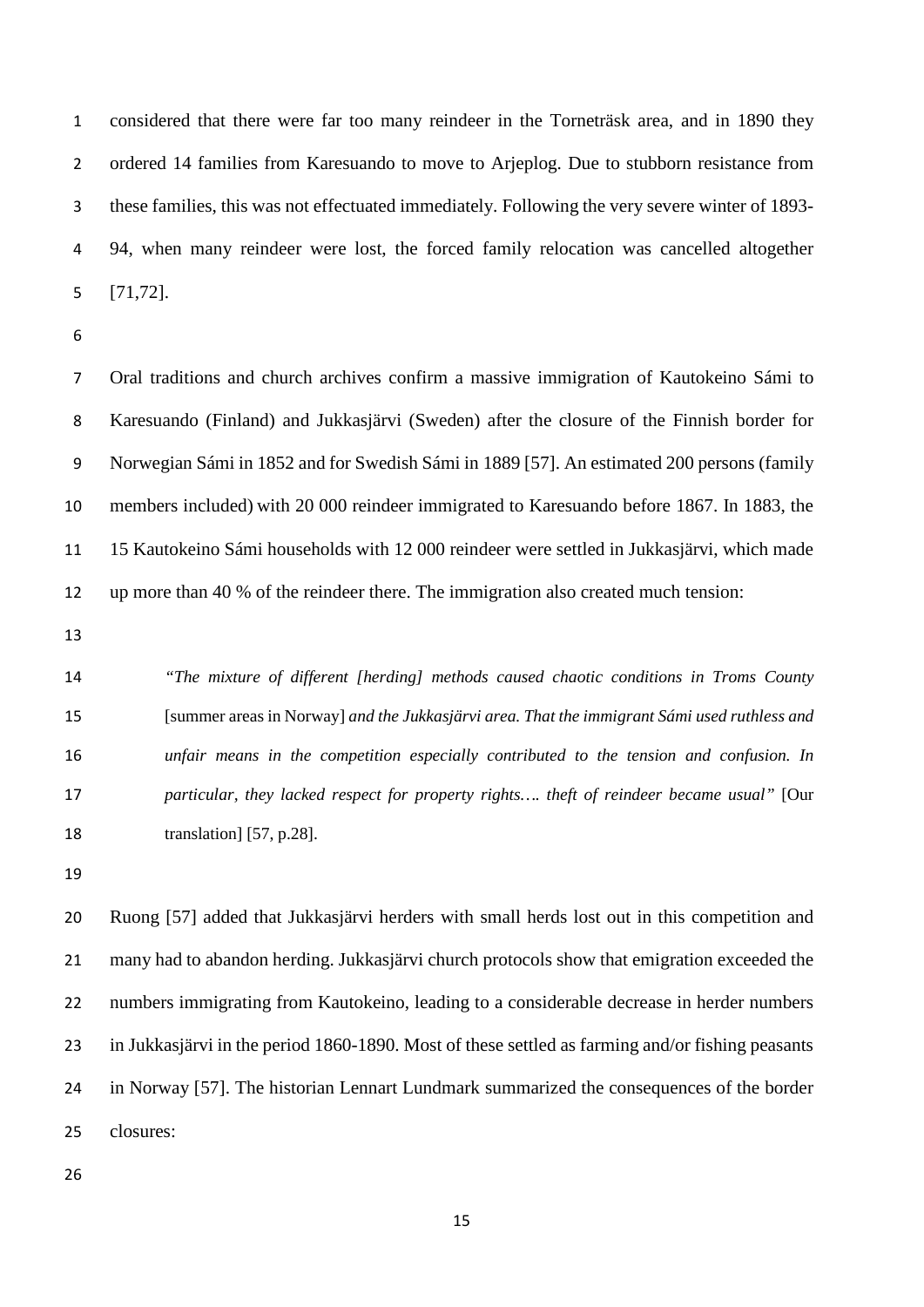considered that there were far too many reindeer in the Torneträsk area, and in 1890 they ordered 14 families from Karesuando to move to Arjeplog. Due to stubborn resistance from these families, this was not effectuated immediately. Following the very severe winter of 1893-94, when many reindeer were lost, the forced family relocation was cancelled altogether [71,72].

Oral traditions and church archives confirm a massive immigration of Kautokeino Sámi to Karesuando (Finland) and Jukkasjärvi (Sweden) after the closure of the Finnish border for Norwegian Sámi in 1852 and for Swedish Sámi in 1889 [57]. An estimated 200 persons (family members included) with 20 000 reindeer immigrated to Karesuando before 1867. In 1883, the 15 Kautokeino Sámi households with 12 000 reindeer were settled in Jukkasjärvi, which made up more than 40 % of the reindeer there. The immigration also created much tension:

> *"The mixture of different [herding] methods caused chaotic conditions in Troms County* [summer areas in Norway] *and the Jukkasjärvi area. That the immigrant Sámi used ruthless and unfair means in the competition especially contributed to the tension and confusion. In particular, they lacked respect for property rights…. theft of reindeer became usual"* [Our translation] [57, p.28].

Ruong [57] added that Jukkasjärvi herders with small herds lost out in this competition and many had to abandon herding. Jukkasjärvi church protocols show that emigration exceeded the numbers immigrating from Kautokeino, leading to a considerable decrease in herder numbers in Jukkasjärvi in the period 1860-1890. Most of these settled as farming and/or fishing peasants in Norway [57]. The historian Lennart Lundmark summarized the consequences of the border closures: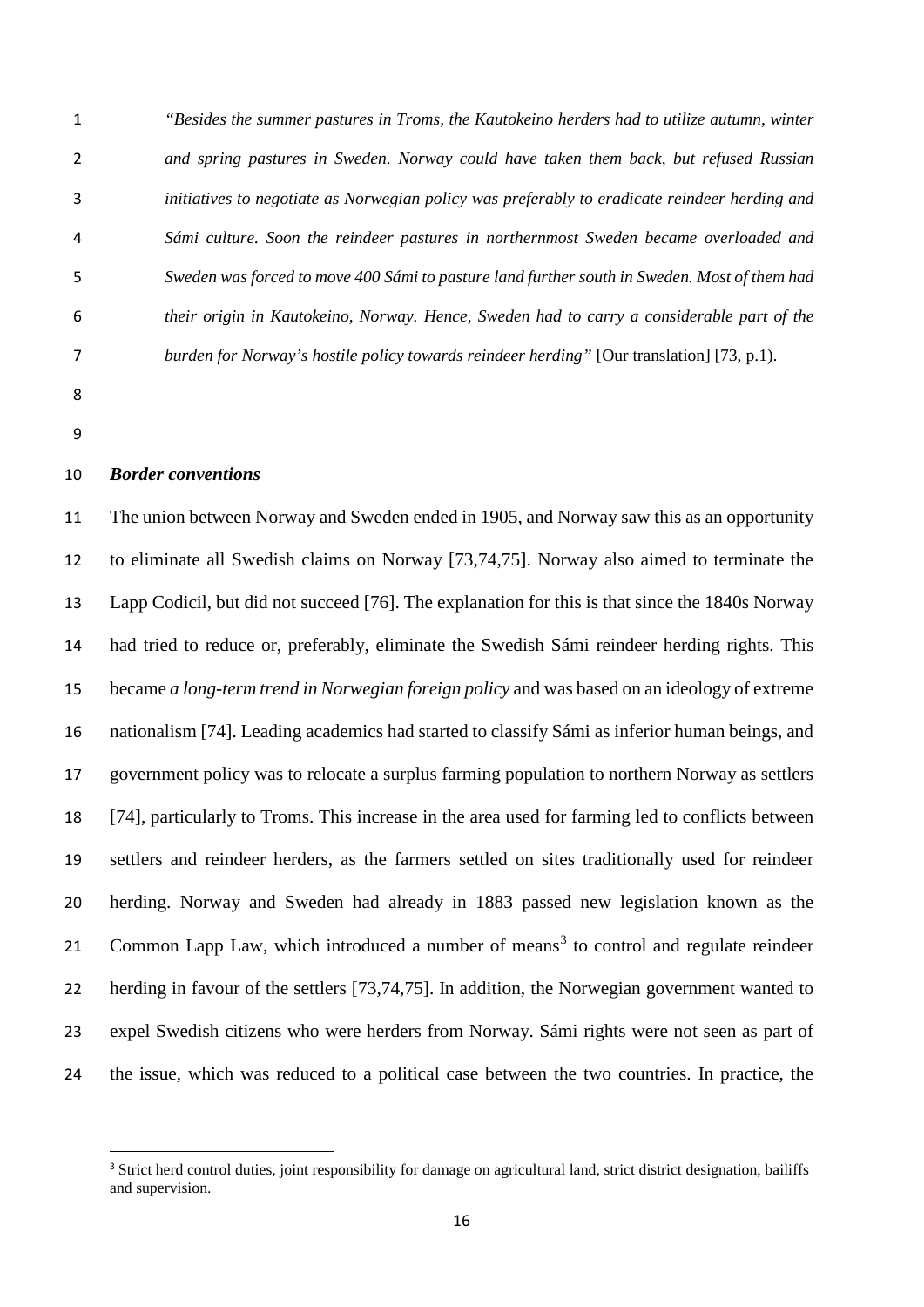> *"Besides the summer pastures in Troms, the Kautokeino herders had to utilize autumn, winter and spring pastures in Sweden. Norway could have taken them back, but refused Russian initiatives to negotiate as Norwegian policy was preferably to eradicate reindeer herding and Sámi culture. Soon the reindeer pastures in northernmost Sweden became overloaded and Sweden was forced to move 400 Sámi to pasture land further south in Sweden. Most of them had their origin in Kautokeino, Norway. Hence, Sweden had to carry a considerable part of the burden for Norway's hostile policy towards reindeer herding"* [Our translation] [73, p.1).

***Border conventions***

The union between Norway and Sweden ended in 1905, and Norway saw this as an opportunity to eliminate all Swedish claims on Norway [73,74,75]. Norway also aimed to terminate the Lapp Codicil, but did not succeed [76]. The explanation for this is that since the 1840s Norway had tried to reduce or, preferably, eliminate the Swedish Sámi reindeer herding rights. This became *a long-term trend in Norwegian foreign policy* and was based on an ideology of extreme nationalism [74]. Leading academics had started to classify Sámi as inferior human beings, and government policy was to relocate a surplus farming population to northern Norway as settlers [74], particularly to Troms. This increase in the area used for farming led to conflicts between settlers and reindeer herders, as the farmers settled on sites traditionally used for reindeer herding. Norway and Sweden had already in 1883 passed new legislation known as the Common Lapp Law, which introduced a number of means[3] to control and regulate reindeer herding in favour of the settlers [73,74,75]. In addition, the Norwegian government wanted to expel Swedish citizens who were herders from Norway. Sámi rights were not seen as part of the issue, which was reduced to a political case between the two countries. In practice, the

[3] Strict herd control duties, joint responsibility for damage on agricultural land, strict district designation, bailiffs and supervision.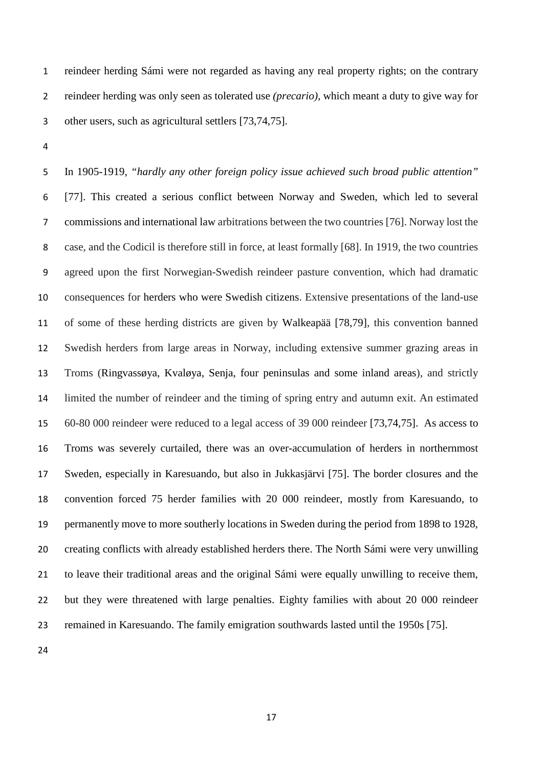reindeer herding Sámi were not regarded as having any real property rights; on the contrary reindeer herding was only seen as tolerated use *(precario)*, which meant a duty to give way for other users, such as agricultural settlers [73,74,75].

In 1905-1919, *"hardly any other foreign policy issue achieved such broad public attention"* [77]. This created a serious conflict between Norway and Sweden, which led to several commissions and international law arbitrations between the two countries [76]. Norway lost the case, and the Codicil is therefore still in force, at least formally [68]. In 1919, the two countries agreed upon the first Norwegian-Swedish reindeer pasture convention, which had dramatic consequences for herders who were Swedish citizens. Extensive presentations of the land-use of some of these herding districts are given by Walkeapää [78,79], this convention banned Swedish herders from large areas in Norway, including extensive summer grazing areas in Troms (Ringvassøya, Kvaløya, Senja, four peninsulas and some inland areas), and strictly limited the number of reindeer and the timing of spring entry and autumn exit. An estimated 60-80 000 reindeer were reduced to a legal access of 39 000 reindeer [73,74,75]. As access to Troms was severely curtailed, there was an over-accumulation of herders in northernmost Sweden, especially in Karesuando, but also in Jukkasjärvi [75]. The border closures and the convention forced 75 herder families with 20 000 reindeer, mostly from Karesuando, to permanently move to more southerly locations in Sweden during the period from 1898 to 1928, creating conflicts with already established herders there. The North Sámi were very unwilling to leave their traditional areas and the original Sámi were equally unwilling to receive them, but they were threatened with large penalties. Eighty families with about 20 000 reindeer remained in Karesuando. The family emigration southwards lasted until the 1950s [75].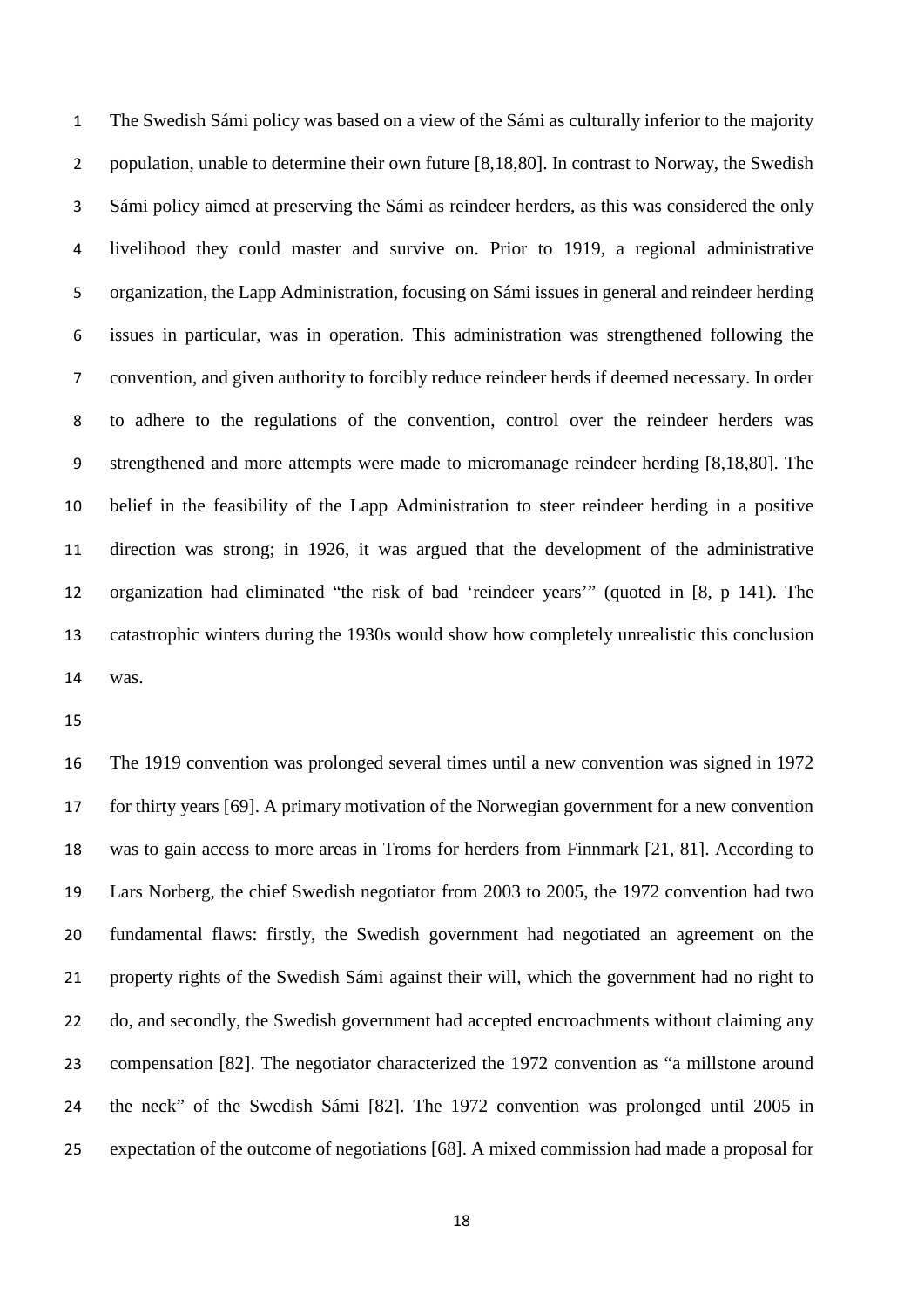The Swedish Sámi policy was based on a view of the Sámi as culturally inferior to the majority population, unable to determine their own future [8,18,80]. In contrast to Norway, the Swedish Sámi policy aimed at preserving the Sámi as reindeer herders, as this was considered the only livelihood they could master and survive on. Prior to 1919, a regional administrative organization, the Lapp Administration, focusing on Sámi issues in general and reindeer herding issues in particular, was in operation. This administration was strengthened following the convention, and given authority to forcibly reduce reindeer herds if deemed necessary. In order to adhere to the regulations of the convention, control over the reindeer herders was strengthened and more attempts were made to micromanage reindeer herding [8,18,80]. The belief in the feasibility of the Lapp Administration to steer reindeer herding in a positive direction was strong; in 1926, it was argued that the development of the administrative organization had eliminated "the risk of bad 'reindeer years'" (quoted in [8, p 141). The catastrophic winters during the 1930s would show how completely unrealistic this conclusion was.

The 1919 convention was prolonged several times until a new convention was signed in 1972 for thirty years [69]. A primary motivation of the Norwegian government for a new convention was to gain access to more areas in Troms for herders from Finnmark [21, 81]. According to Lars Norberg, the chief Swedish negotiator from 2003 to 2005, the 1972 convention had two fundamental flaws: firstly, the Swedish government had negotiated an agreement on the property rights of the Swedish Sámi against their will, which the government had no right to do, and secondly, the Swedish government had accepted encroachments without claiming any compensation [82]. The negotiator characterized the 1972 convention as "a millstone around the neck" of the Swedish Sámi [82]. The 1972 convention was prolonged until 2005 in expectation of the outcome of negotiations [68]. A mixed commission had made a proposal for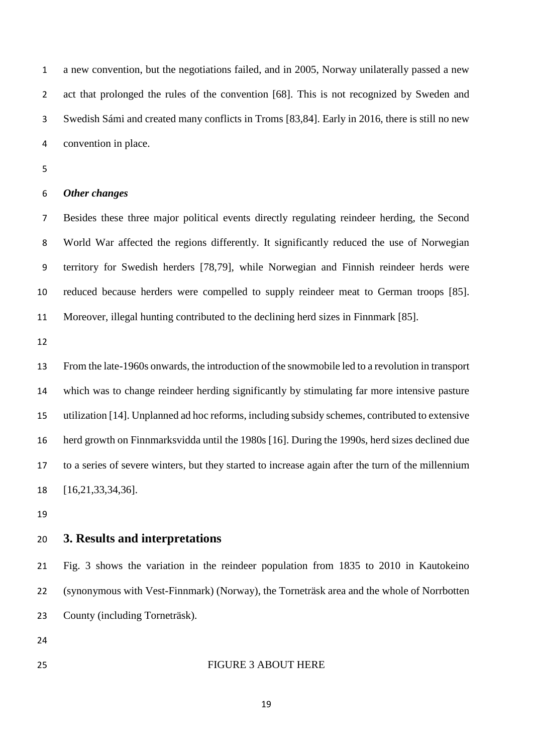a new convention, but the negotiations failed, and in 2005, Norway unilaterally passed a new act that prolonged the rules of the convention [68]. This is not recognized by Sweden and Swedish Sámi and created many conflicts in Troms [83,84]. Early in 2016, there is still no new convention in place.

### *Other changes*

Besides these three major political events directly regulating reindeer herding, the Second World War affected the regions differently. It significantly reduced the use of Norwegian territory for Swedish herders [78,79], while Norwegian and Finnish reindeer herds were reduced because herders were compelled to supply reindeer meat to German troops [85]. Moreover, illegal hunting contributed to the declining herd sizes in Finnmark [85].

From the late-1960s onwards, the introduction of the snowmobile led to a revolution in transport which was to change reindeer herding significantly by stimulating far more intensive pasture utilization [14]. Unplanned ad hoc reforms, including subsidy schemes, contributed to extensive herd growth on Finnmarksvidda until the 1980s [16]. During the 1990s, herd sizes declined due to a series of severe winters, but they started to increase again after the turn of the millennium [16,21,33,34,36].

## 3. Results and interpretations

Fig. 3 shows the variation in the reindeer population from 1835 to 2010 in Kautokeino (synonymous with Vest-Finnmark) (Norway), the Torneträsk area and the whole of Norrbotten County (including Torneträsk).

FIGURE 3 ABOUT HERE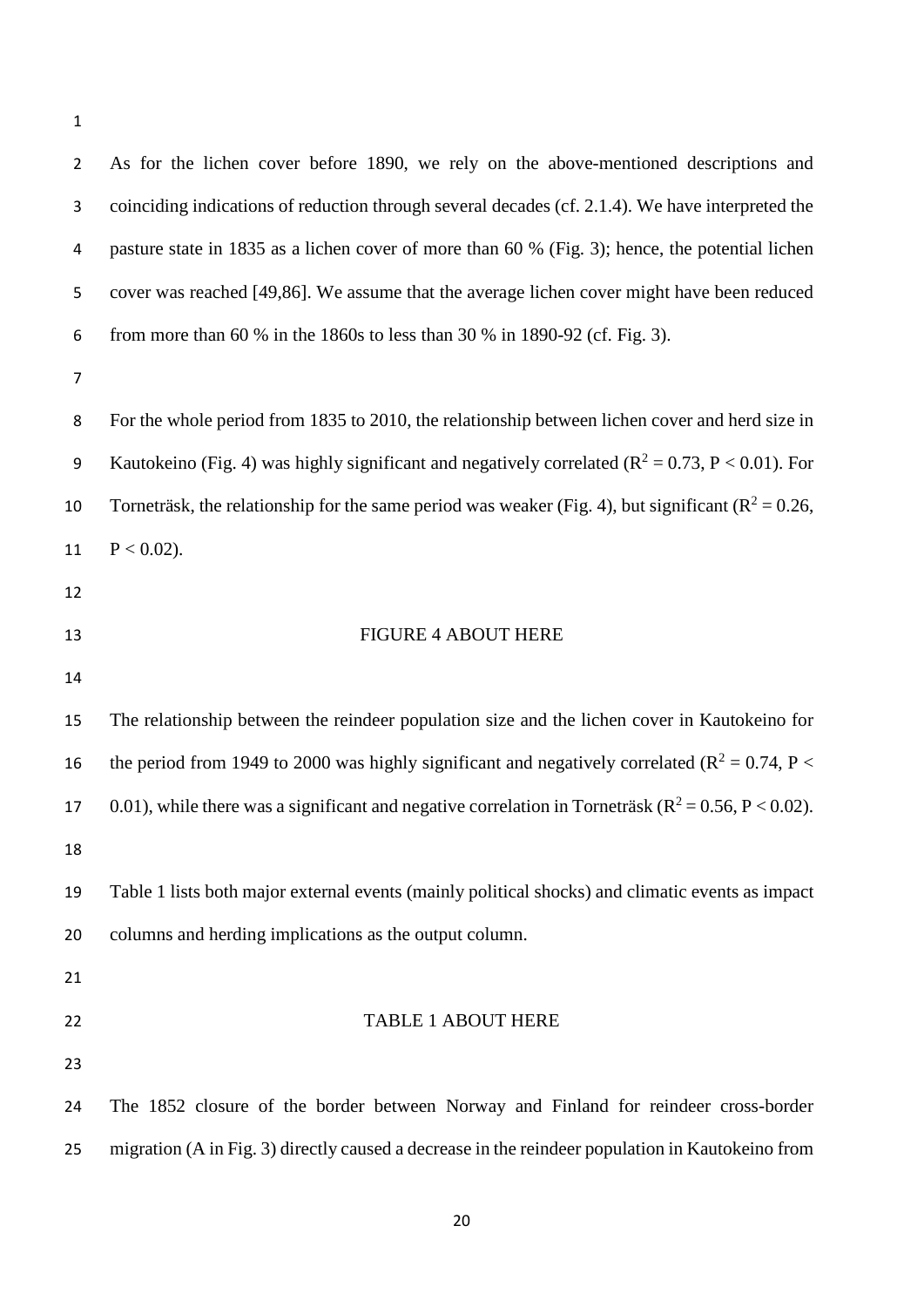As for the lichen cover before 1890, we rely on the above-mentioned descriptions and coinciding indications of reduction through several decades (cf. 2.1.4). We have interpreted the pasture state in 1835 as a lichen cover of more than 60 % (Fig. 3); hence, the potential lichen cover was reached [49,86]. We assume that the average lichen cover might have been reduced from more than 60 % in the 1860s to less than 30 % in 1890-92 (cf. Fig. 3).

For the whole period from 1835 to 2010, the relationship between lichen cover and herd size in Kautokeino (Fig. 4) was highly significant and negatively correlated ($R^2 = 0.73$, $P < 0.01$). For Torneträsk, the relationship for the same period was weaker (Fig. 4), but significant ($R^2 = 0.26$, $P < 0.02$).

FIGURE 4 ABOUT HERE

The relationship between the reindeer population size and the lichen cover in Kautokeino for the period from 1949 to 2000 was highly significant and negatively correlated ($R^2 = 0.74$, $P < 0.01$), while there was a significant and negative correlation in Torneträsk ($R^2 = 0.56$, $P < 0.02$).

Table 1 lists both major external events (mainly political shocks) and climatic events as impact columns and herding implications as the output column.

TABLE 1 ABOUT HERE

The 1852 closure of the border between Norway and Finland for reindeer cross-border migration (A in Fig. 3) directly caused a decrease in the reindeer population in Kautokeino from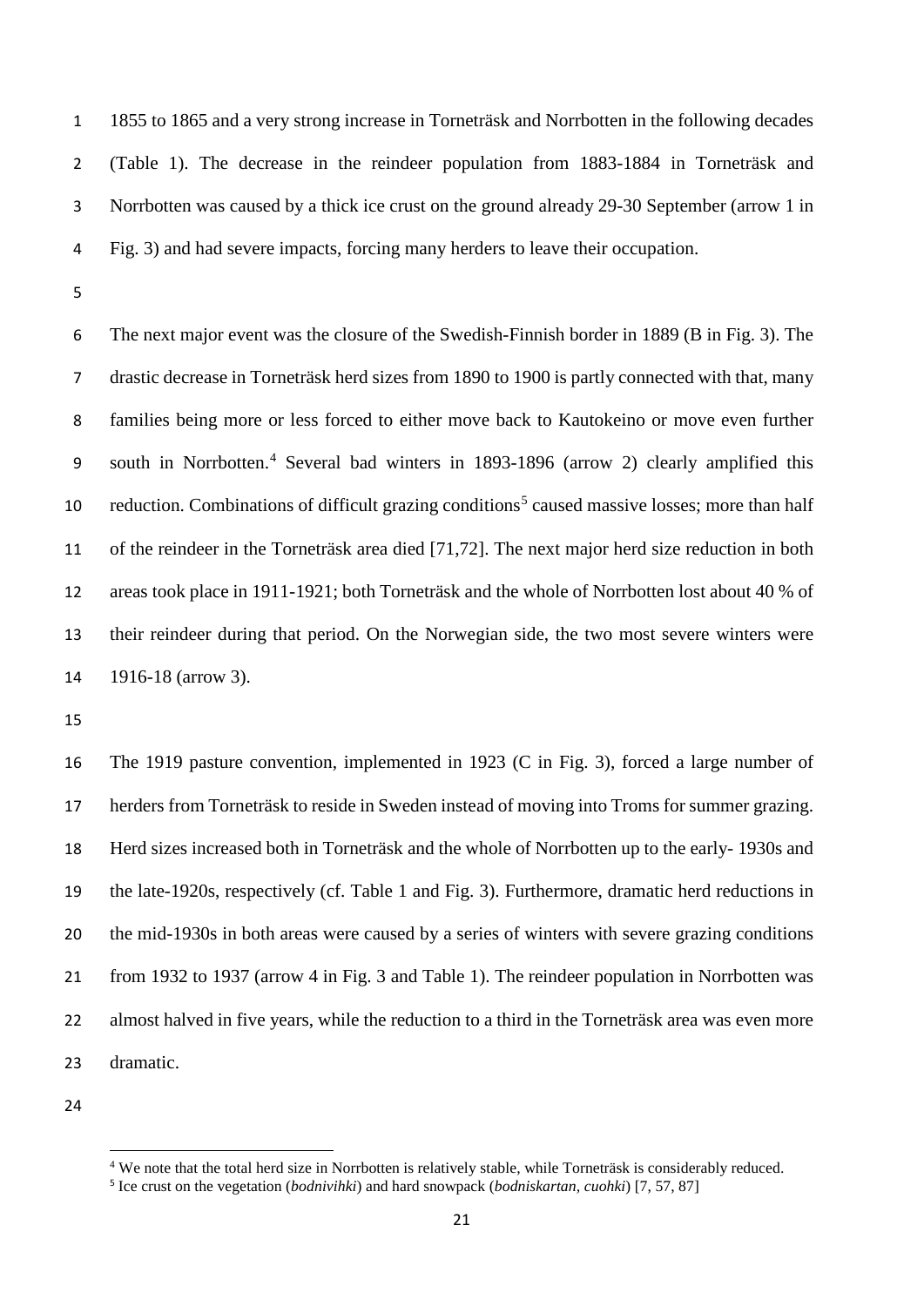1855 to 1865 and a very strong increase in Torneträsk and Norrbotten in the following decades (Table 1). The decrease in the reindeer population from 1883-1884 in Torneträsk and Norrbotten was caused by a thick ice crust on the ground already 29-30 September (arrow 1 in Fig. 3) and had severe impacts, forcing many herders to leave their occupation.

The next major event was the closure of the Swedish-Finnish border in 1889 (B in Fig. 3). The drastic decrease in Torneträsk herd sizes from 1890 to 1900 is partly connected with that, many families being more or less forced to either move back to Kautokeino or move even further south in Norrbotten.[4] Several bad winters in 1893-1896 (arrow 2) clearly amplified this reduction. Combinations of difficult grazing conditions[5] caused massive losses; more than half of the reindeer in the Torneträsk area died [71,72]. The next major herd size reduction in both areas took place in 1911-1921; both Torneträsk and the whole of Norrbotten lost about 40 % of their reindeer during that period. On the Norwegian side, the two most severe winters were 1916-18 (arrow 3).

The 1919 pasture convention, implemented in 1923 (C in Fig. 3), forced a large number of herders from Torneträsk to reside in Sweden instead of moving into Troms for summer grazing. Herd sizes increased both in Torneträsk and the whole of Norrbotten up to the early- 1930s and the late-1920s, respectively (cf. Table 1 and Fig. 3). Furthermore, dramatic herd reductions in the mid-1930s in both areas were caused by a series of winters with severe grazing conditions from 1932 to 1937 (arrow 4 in Fig. 3 and Table 1). The reindeer population in Norrbotten was almost halved in five years, while the reduction to a third in the Torneträsk area was even more dramatic.

[4] We note that the total herd size in Norrbotten is relatively stable, while Torneträsk is considerably reduced.

[5] Ice crust on the vegetation (*bodnivihki*) and hard snowpack (*bodniskartan, cuohki*) [7, 57, 87]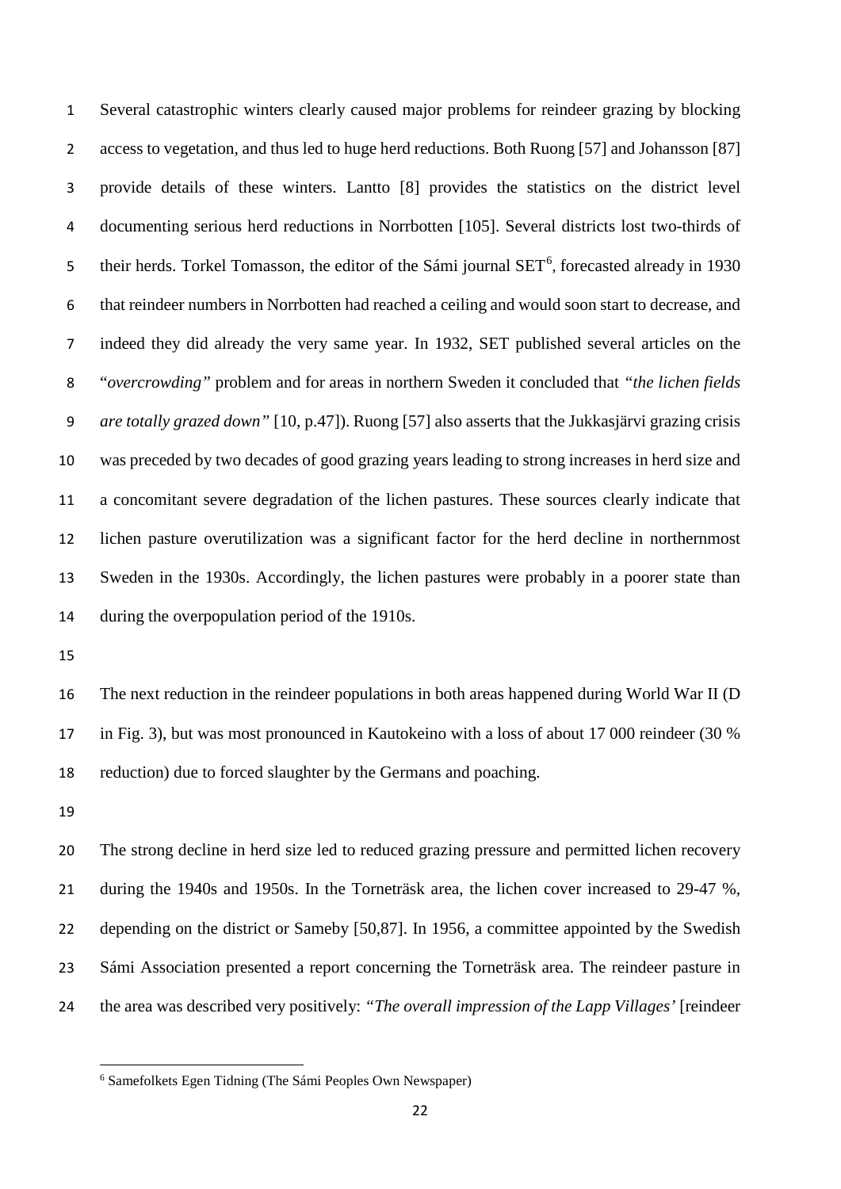Several catastrophic winters clearly caused major problems for reindeer grazing by blocking access to vegetation, and thus led to huge herd reductions. Both Ruong [57] and Johansson [87] provide details of these winters. Lantto [8] provides the statistics on the district level documenting serious herd reductions in Norrbotten [105]. Several districts lost two-thirds of their herds. Torkel Tomasson, the editor of the Sámi journal SET[6], forecasted already in 1930 that reindeer numbers in Norrbotten had reached a ceiling and would soon start to decrease, and indeed they did already the very same year. In 1932, SET published several articles on the "*overcrowding"* problem and for areas in northern Sweden it concluded that *"the lichen fields are totally grazed down"* [10, p.47]). Ruong [57] also asserts that the Jukkasjärvi grazing crisis was preceded by two decades of good grazing years leading to strong increases in herd size and a concomitant severe degradation of the lichen pastures. These sources clearly indicate that lichen pasture overutilization was a significant factor for the herd decline in northernmost Sweden in the 1930s. Accordingly, the lichen pastures were probably in a poorer state than during the overpopulation period of the 1910s.

The next reduction in the reindeer populations in both areas happened during World War II (D in Fig. 3), but was most pronounced in Kautokeino with a loss of about 17 000 reindeer (30 % reduction) due to forced slaughter by the Germans and poaching.

The strong decline in herd size led to reduced grazing pressure and permitted lichen recovery during the 1940s and 1950s. In the Torneträsk area, the lichen cover increased to 29-47 %, depending on the district or Sameby [50,87]. In 1956, a committee appointed by the Swedish Sámi Association presented a report concerning the Torneträsk area. The reindeer pasture in the area was described very positively: *"The overall impression of the Lapp Villages'* [reindeer

[6] Samefolkets Egen Tidning (The Sámi Peoples Own Newspaper)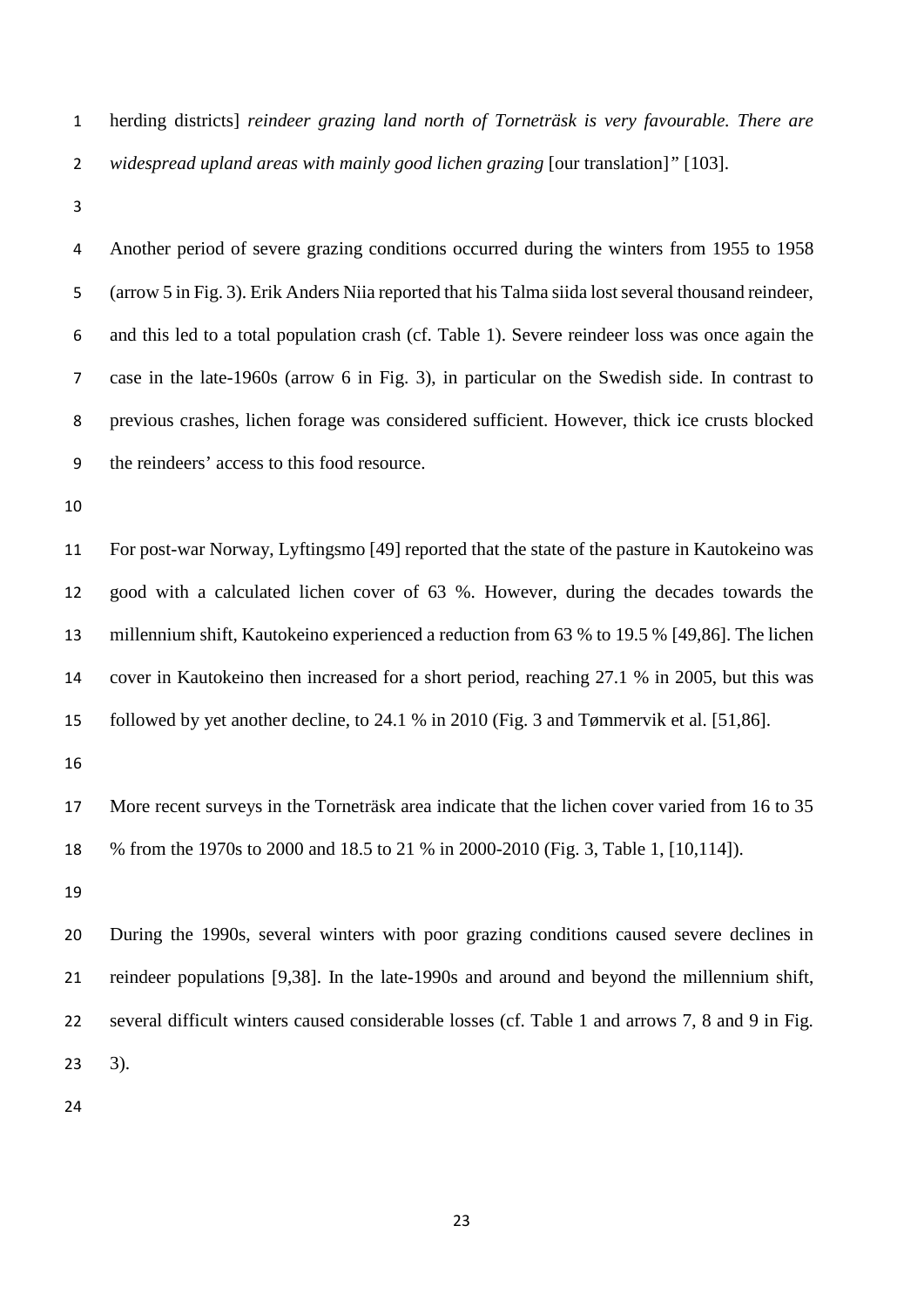herding districts] *reindeer grazing land north of Torneträsk is very favourable. There are widespread upland areas with mainly good lichen grazing* [our translation]" [103].

Another period of severe grazing conditions occurred during the winters from 1955 to 1958 (arrow 5 in Fig. 3). Erik Anders Niia reported that his Talma siida lost several thousand reindeer, and this led to a total population crash (cf. Table 1). Severe reindeer loss was once again the case in the late-1960s (arrow 6 in Fig. 3), in particular on the Swedish side. In contrast to previous crashes, lichen forage was considered sufficient. However, thick ice crusts blocked the reindeers' access to this food resource.

For post-war Norway, Lyftingsmo [49] reported that the state of the pasture in Kautokeino was good with a calculated lichen cover of 63 %. However, during the decades towards the millennium shift, Kautokeino experienced a reduction from 63 % to 19.5 % [49,86]. The lichen cover in Kautokeino then increased for a short period, reaching 27.1 % in 2005, but this was followed by yet another decline, to 24.1 % in 2010 (Fig. 3 and Tømmervik et al. [51,86].

More recent surveys in the Torneträsk area indicate that the lichen cover varied from 16 to 35 % from the 1970s to 2000 and 18.5 to 21 % in 2000-2010 (Fig. 3, Table 1, [10,114]).

During the 1990s, several winters with poor grazing conditions caused severe declines in reindeer populations [9,38]. In the late-1990s and around and beyond the millennium shift, several difficult winters caused considerable losses (cf. Table 1 and arrows 7, 8 and 9 in Fig. 3).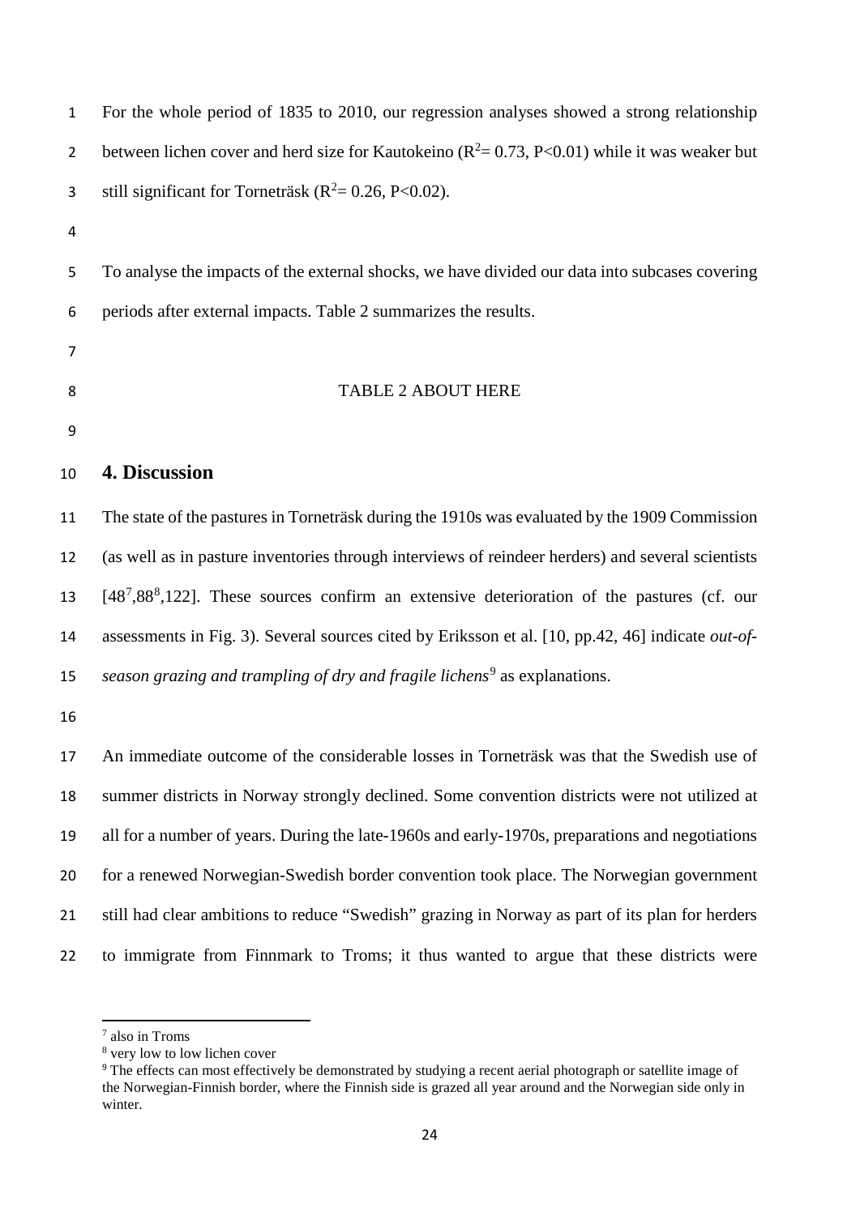For the whole period of 1835 to 2010, our regression analyses showed a strong relationship between lichen cover and herd size for Kautokeino ($R^2$= 0.73, P<0.01) while it was weaker but still significant for Torneträsk ($R^2$= 0.26, P<0.02).

To analyse the impacts of the external shocks, we have divided our data into subcases covering periods after external impacts. Table 2 summarizes the results.

TABLE 2 ABOUT HERE

## 4. Discussion

The state of the pastures in Torneträsk during the 1910s was evaluated by the 1909 Commission (as well as in pasture inventories through interviews of reindeer herders) and several scientists [48[7],88[8],122]. These sources confirm an extensive deterioration of the pastures (cf. our assessments in Fig. 3). Several sources cited by Eriksson et al. [10, pp.42, 46] indicate *out-of-season grazing and trampling of dry and fragile lichens*[9] as explanations.

An immediate outcome of the considerable losses in Torneträsk was that the Swedish use of summer districts in Norway strongly declined. Some convention districts were not utilized at all for a number of years. During the late-1960s and early-1970s, preparations and negotiations for a renewed Norwegian-Swedish border convention took place. The Norwegian government still had clear ambitions to reduce "Swedish" grazing in Norway as part of its plan for herders to immigrate from Finnmark to Troms; it thus wanted to argue that these districts were

---

[7] also in Troms

[8] very low to low lichen cover

[9] The effects can most effectively be demonstrated by studying a recent aerial photograph or satellite image of the Norwegian-Finnish border, where the Finnish side is grazed all year around and the Norwegian side only in winter.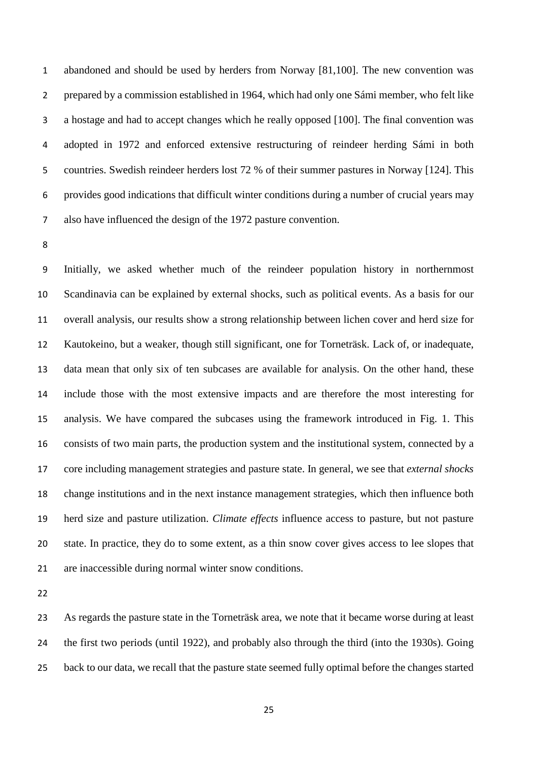abandoned and should be used by herders from Norway [81,100]. The new convention was prepared by a commission established in 1964, which had only one Sámi member, who felt like a hostage and had to accept changes which he really opposed [100]. The final convention was adopted in 1972 and enforced extensive restructuring of reindeer herding Sámi in both countries. Swedish reindeer herders lost 72 % of their summer pastures in Norway [124]. This provides good indications that difficult winter conditions during a number of crucial years may also have influenced the design of the 1972 pasture convention.

Initially, we asked whether much of the reindeer population history in northernmost Scandinavia can be explained by external shocks, such as political events. As a basis for our overall analysis, our results show a strong relationship between lichen cover and herd size for Kautokeino, but a weaker, though still significant, one for Torneträsk. Lack of, or inadequate, data mean that only six of ten subcases are available for analysis. On the other hand, these include those with the most extensive impacts and are therefore the most interesting for analysis. We have compared the subcases using the framework introduced in Fig. 1. This consists of two main parts, the production system and the institutional system, connected by a core including management strategies and pasture state. In general, we see that *external shocks* change institutions and in the next instance management strategies, which then influence both herd size and pasture utilization. *Climate effects* influence access to pasture, but not pasture state. In practice, they do to some extent, as a thin snow cover gives access to lee slopes that are inaccessible during normal winter snow conditions.

As regards the pasture state in the Torneträsk area, we note that it became worse during at least the first two periods (until 1922), and probably also through the third (into the 1930s). Going back to our data, we recall that the pasture state seemed fully optimal before the changes started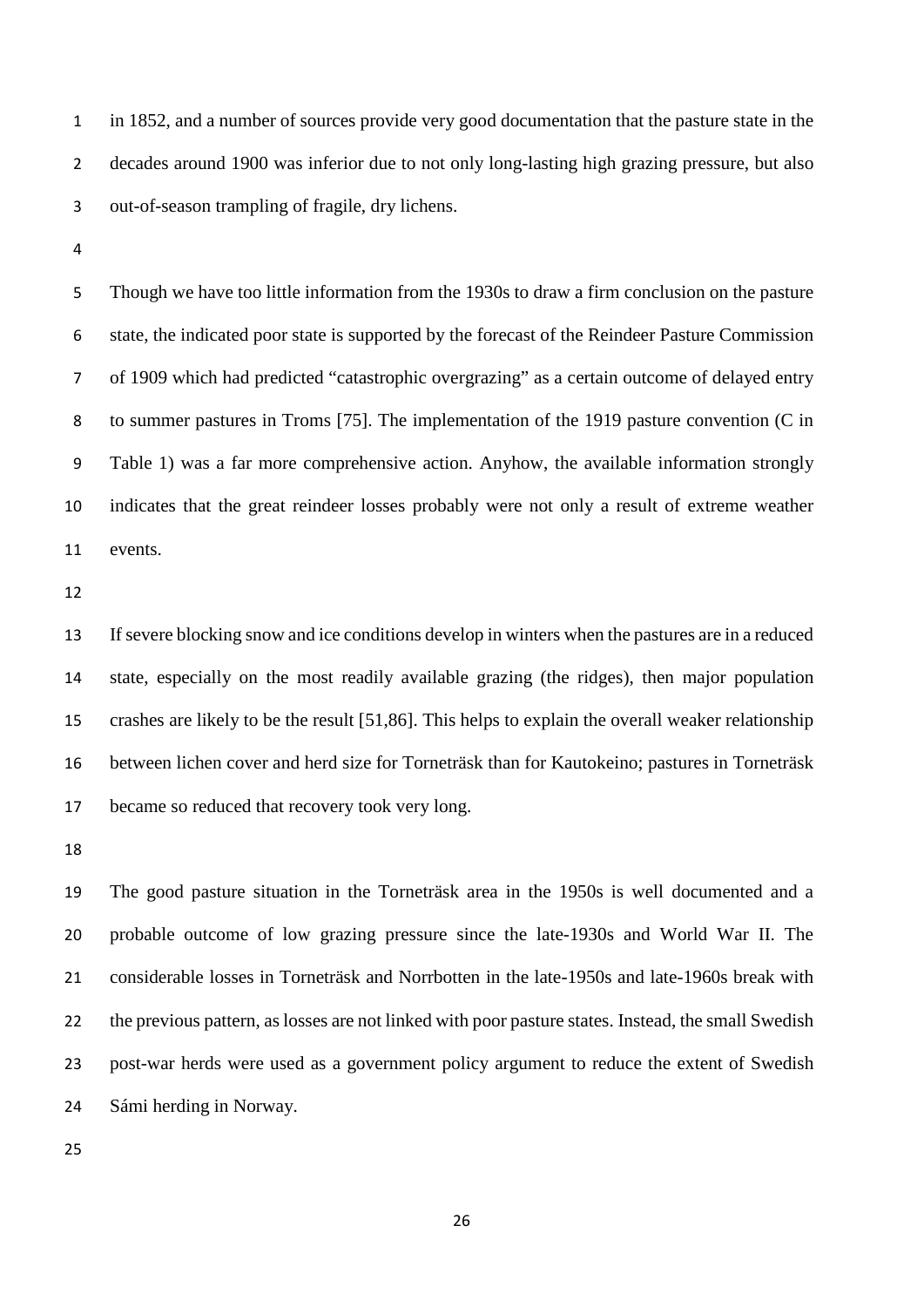in 1852, and a number of sources provide very good documentation that the pasture state in the decades around 1900 was inferior due to not only long-lasting high grazing pressure, but also out-of-season trampling of fragile, dry lichens.

Though we have too little information from the 1930s to draw a firm conclusion on the pasture state, the indicated poor state is supported by the forecast of the Reindeer Pasture Commission of 1909 which had predicted "catastrophic overgrazing" as a certain outcome of delayed entry to summer pastures in Troms [75]. The implementation of the 1919 pasture convention (C in Table 1) was a far more comprehensive action. Anyhow, the available information strongly indicates that the great reindeer losses probably were not only a result of extreme weather events.

If severe blocking snow and ice conditions develop in winters when the pastures are in a reduced state, especially on the most readily available grazing (the ridges), then major population crashes are likely to be the result [51,86]. This helps to explain the overall weaker relationship between lichen cover and herd size for Torneträsk than for Kautokeino; pastures in Torneträsk became so reduced that recovery took very long.

The good pasture situation in the Torneträsk area in the 1950s is well documented and a probable outcome of low grazing pressure since the late-1930s and World War II. The considerable losses in Torneträsk and Norrbotten in the late-1950s and late-1960s break with the previous pattern, as losses are not linked with poor pasture states. Instead, the small Swedish post-war herds were used as a government policy argument to reduce the extent of Swedish Sámi herding in Norway.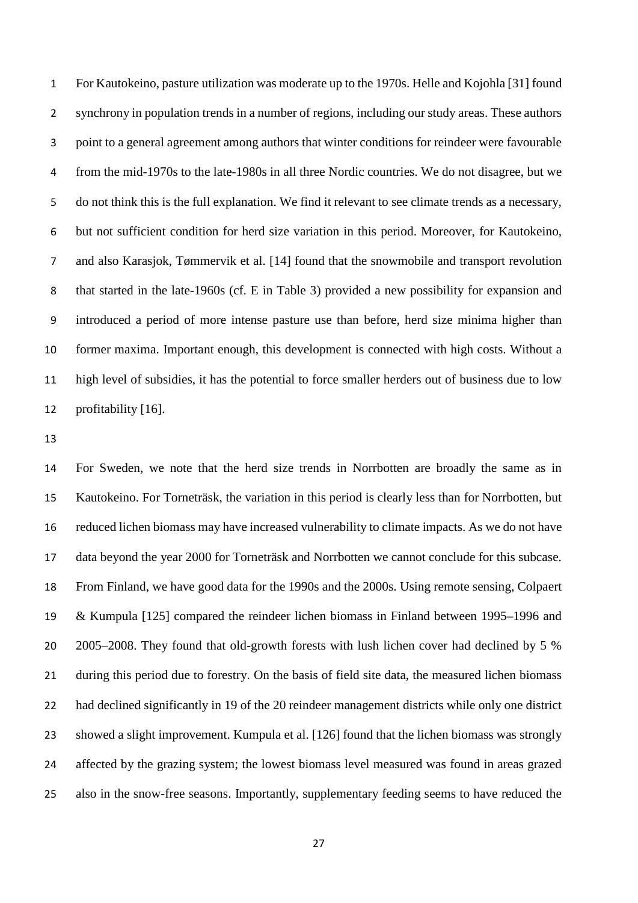For Kautokeino, pasture utilization was moderate up to the 1970s. Helle and Kojohla [31] found synchrony in population trends in a number of regions, including our study areas. These authors point to a general agreement among authors that winter conditions for reindeer were favourable from the mid-1970s to the late-1980s in all three Nordic countries. We do not disagree, but we do not think this is the full explanation. We find it relevant to see climate trends as a necessary, but not sufficient condition for herd size variation in this period. Moreover, for Kautokeino, and also Karasjok, Tømmervik et al. [14] found that the snowmobile and transport revolution that started in the late-1960s (cf. E in Table 3) provided a new possibility for expansion and introduced a period of more intense pasture use than before, herd size minima higher than former maxima. Important enough, this development is connected with high costs. Without a high level of subsidies, it has the potential to force smaller herders out of business due to low profitability [16].

For Sweden, we note that the herd size trends in Norrbotten are broadly the same as in Kautokeino. For Torneträsk, the variation in this period is clearly less than for Norrbotten, but reduced lichen biomass may have increased vulnerability to climate impacts. As we do not have data beyond the year 2000 for Torneträsk and Norrbotten we cannot conclude for this subcase. From Finland, we have good data for the 1990s and the 2000s. Using remote sensing, Colpaert & Kumpula [125] compared the reindeer lichen biomass in Finland between 1995–1996 and 2005–2008. They found that old-growth forests with lush lichen cover had declined by 5 % during this period due to forestry. On the basis of field site data, the measured lichen biomass had declined significantly in 19 of the 20 reindeer management districts while only one district showed a slight improvement. Kumpula et al. [126] found that the lichen biomass was strongly affected by the grazing system; the lowest biomass level measured was found in areas grazed also in the snow-free seasons. Importantly, supplementary feeding seems to have reduced the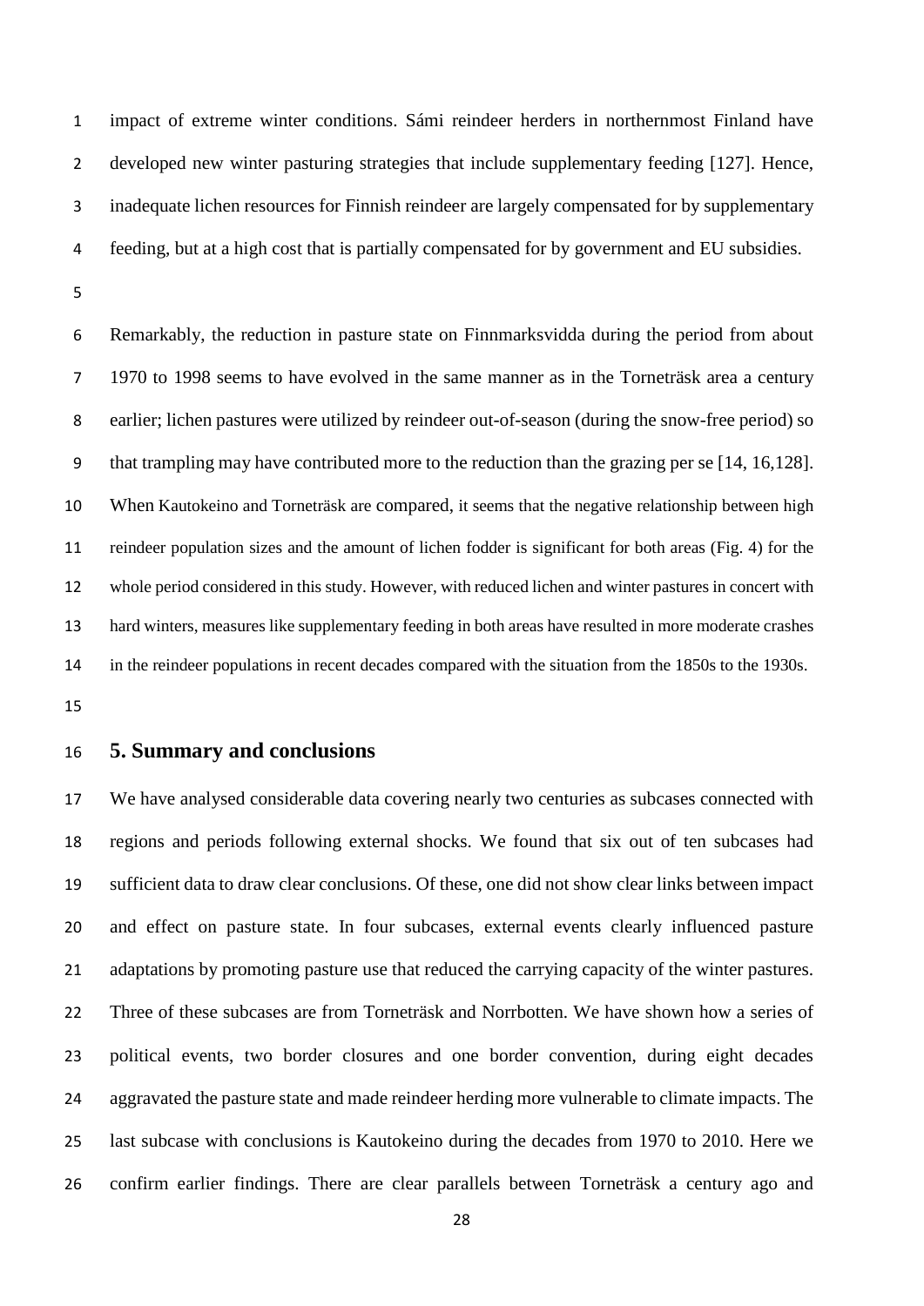impact of extreme winter conditions. Sámi reindeer herders in northernmost Finland have developed new winter pasturing strategies that include supplementary feeding [127]. Hence, inadequate lichen resources for Finnish reindeer are largely compensated for by supplementary feeding, but at a high cost that is partially compensated for by government and EU subsidies.

Remarkably, the reduction in pasture state on Finnmarksvidda during the period from about 1970 to 1998 seems to have evolved in the same manner as in the Torneträsk area a century earlier; lichen pastures were utilized by reindeer out-of-season (during the snow-free period) so that trampling may have contributed more to the reduction than the grazing per se [14, 16,128]. When Kautokeino and Torneträsk are compared, it seems that the negative relationship between high reindeer population sizes and the amount of lichen fodder is significant for both areas (Fig. 4) for the whole period considered in this study. However, with reduced lichen and winter pastures in concert with hard winters, measures like supplementary feeding in both areas have resulted in more moderate crashes in the reindeer populations in recent decades compared with the situation from the 1850s to the 1930s.

## 5. Summary and conclusions

We have analysed considerable data covering nearly two centuries as subcases connected with regions and periods following external shocks. We found that six out of ten subcases had sufficient data to draw clear conclusions. Of these, one did not show clear links between impact and effect on pasture state. In four subcases, external events clearly influenced pasture adaptations by promoting pasture use that reduced the carrying capacity of the winter pastures. Three of these subcases are from Torneträsk and Norrbotten. We have shown how a series of political events, two border closures and one border convention, during eight decades aggravated the pasture state and made reindeer herding more vulnerable to climate impacts. The last subcase with conclusions is Kautokeino during the decades from 1970 to 2010. Here we confirm earlier findings. There are clear parallels between Torneträsk a century ago and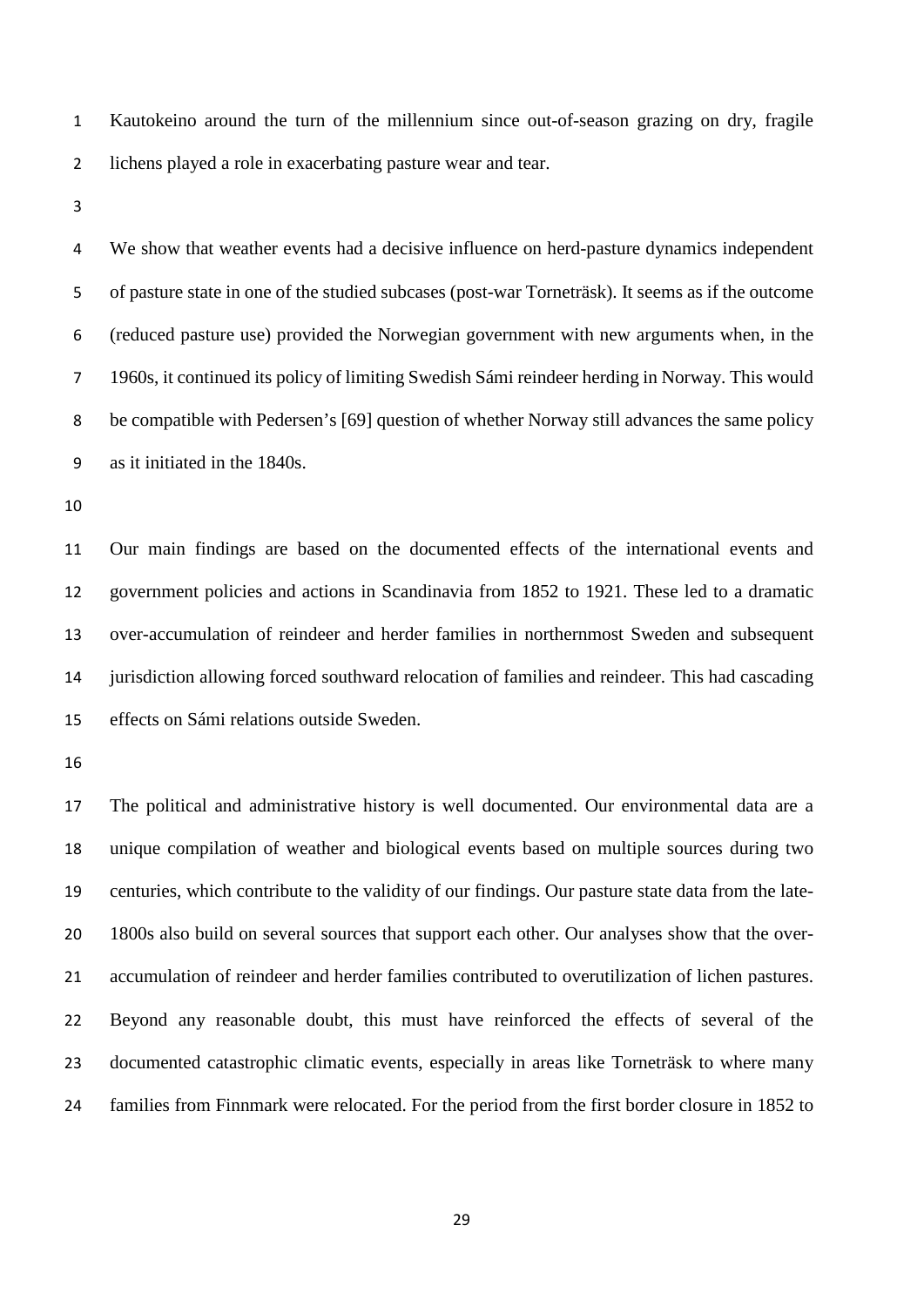Kautokeino around the turn of the millennium since out-of-season grazing on dry, fragile lichens played a role in exacerbating pasture wear and tear.

We show that weather events had a decisive influence on herd-pasture dynamics independent of pasture state in one of the studied subcases (post-war Torneträsk). It seems as if the outcome (reduced pasture use) provided the Norwegian government with new arguments when, in the 1960s, it continued its policy of limiting Swedish Sámi reindeer herding in Norway. This would be compatible with Pedersen's [69] question of whether Norway still advances the same policy as it initiated in the 1840s.

Our main findings are based on the documented effects of the international events and government policies and actions in Scandinavia from 1852 to 1921. These led to a dramatic over-accumulation of reindeer and herder families in northernmost Sweden and subsequent jurisdiction allowing forced southward relocation of families and reindeer. This had cascading effects on Sámi relations outside Sweden.

The political and administrative history is well documented. Our environmental data are a unique compilation of weather and biological events based on multiple sources during two centuries, which contribute to the validity of our findings. Our pasture state data from the late-1800s also build on several sources that support each other. Our analyses show that the over-accumulation of reindeer and herder families contributed to overutilization of lichen pastures. Beyond any reasonable doubt, this must have reinforced the effects of several of the documented catastrophic climatic events, especially in areas like Torneträsk to where many families from Finnmark were relocated. For the period from the first border closure in 1852 to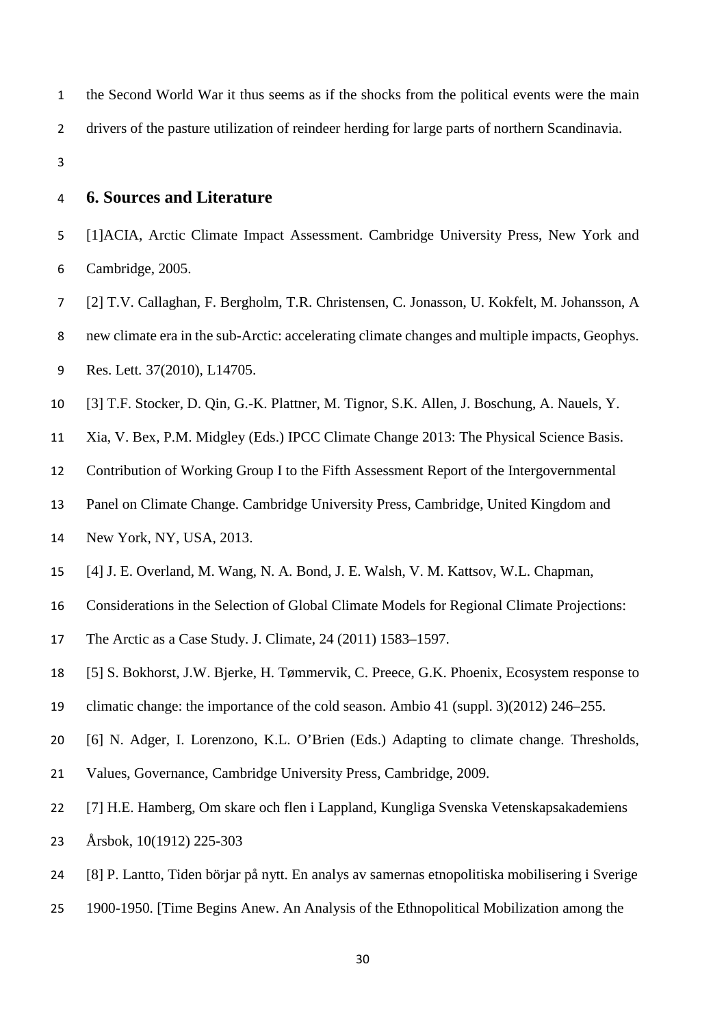the Second World War it thus seems as if the shocks from the political events were the main drivers of the pasture utilization of reindeer herding for large parts of northern Scandinavia.

## 6. Sources and Literature

[1]ACIA, Arctic Climate Impact Assessment. Cambridge University Press, New York and Cambridge, 2005.

[2] T.V. Callaghan, F. Bergholm, T.R. Christensen, C. Jonasson, U. Kokfelt, M. Johansson, A new climate era in the sub-Arctic: accelerating climate changes and multiple impacts, Geophys. Res. Lett. 37(2010), L14705.

[3] T.F. Stocker, D. Qin, G.-K. Plattner, M. Tignor, S.K. Allen, J. Boschung, A. Nauels, Y. Xia, V. Bex, P.M. Midgley (Eds.) IPCC Climate Change 2013: The Physical Science Basis. Contribution of Working Group I to the Fifth Assessment Report of the Intergovernmental Panel on Climate Change. Cambridge University Press, Cambridge, United Kingdom and New York, NY, USA, 2013.

[4] J. E. Overland, M. Wang, N. A. Bond, J. E. Walsh, V. M. Kattsov, W.L. Chapman, Considerations in the Selection of Global Climate Models for Regional Climate Projections: The Arctic as a Case Study. J. Climate, 24 (2011) 1583–1597.

[5] S. Bokhorst, J.W. Bjerke, H. Tømmervik, C. Preece, G.K. Phoenix, Ecosystem response to climatic change: the importance of the cold season. Ambio 41 (suppl. 3)(2012) 246–255.

[6] N. Adger, I. Lorenzono, K.L. O'Brien (Eds.) Adapting to climate change. Thresholds, Values, Governance, Cambridge University Press, Cambridge, 2009.

[7] H.E. Hamberg, Om skare och flen i Lappland, Kungliga Svenska Vetenskapsakademiens Årsbok, 10(1912) 225-303

[8] P. Lantto, Tiden börjar på nytt. En analys av samernas etnopolitiska mobilisering i Sverige 1900-1950. [Time Begins Anew. An Analysis of the Ethnopolitical Mobilization among the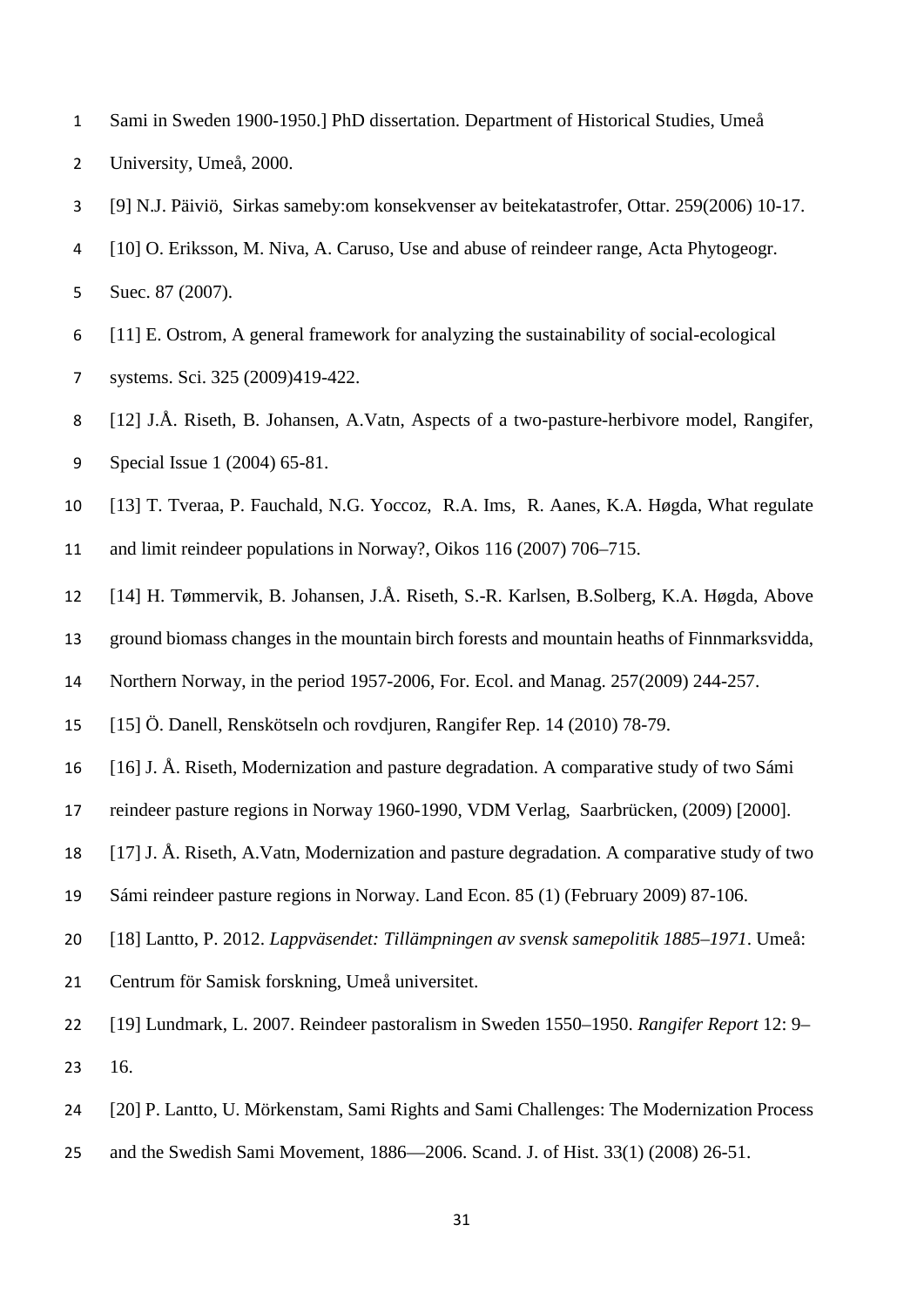Sami in Sweden 1900-1950.] PhD dissertation. Department of Historical Studies, Umeå University, Umeå, 2000.

[9] N.J. Päiviö, Sirkas sameby:om konsekvenser av beitekatastrofer, Ottar. 259(2006) 10-17.

[10] O. Eriksson, M. Niva, A. Caruso, Use and abuse of reindeer range, Acta Phytogeogr. Suec. 87 (2007).

[11] E. Ostrom, A general framework for analyzing the sustainability of social-ecological systems. Sci. 325 (2009)419-422.

[12] J.Å. Riseth, B. Johansen, A.Vatn, Aspects of a two-pasture-herbivore model, Rangifer, Special Issue 1 (2004) 65-81.

[13] T. Tveraa, P. Fauchald, N.G. Yoccoz, R.A. Ims, R. Aanes, K.A. Høgda, What regulate and limit reindeer populations in Norway?, Oikos 116 (2007) 706–715.

[14] H. Tømmervik, B. Johansen, J.Å. Riseth, S.-R. Karlsen, B.Solberg, K.A. Høgda, Above ground biomass changes in the mountain birch forests and mountain heaths of Finnmarksvidda, Northern Norway, in the period 1957-2006, For. Ecol. and Manag. 257(2009) 244-257.

[15] Ö. Danell, Renskötseln och rovdjuren, Rangifer Rep. 14 (2010) 78-79.

[16] J. Å. Riseth, Modernization and pasture degradation. A comparative study of two Sámi reindeer pasture regions in Norway 1960-1990, VDM Verlag, Saarbrücken, (2009) [2000].

[17] J. Å. Riseth, A.Vatn, Modernization and pasture degradation. A comparative study of two Sámi reindeer pasture regions in Norway. Land Econ. 85 (1) (February 2009) 87-106.

[18] Lantto, P. 2012. *Lappväsendet: Tillämpningen av svensk samepolitik 1885–1971*. Umeå: Centrum för Samisk forskning, Umeå universitet.

[19] Lundmark, L. 2007. Reindeer pastoralism in Sweden 1550–1950. *Rangifer Report* 12: 9–16.

[20] P. Lantto, U. Mörkenstam, Sami Rights and Sami Challenges: The Modernization Process and the Swedish Sami Movement, 1886—2006. Scand. J. of Hist. 33(1) (2008) 26-51.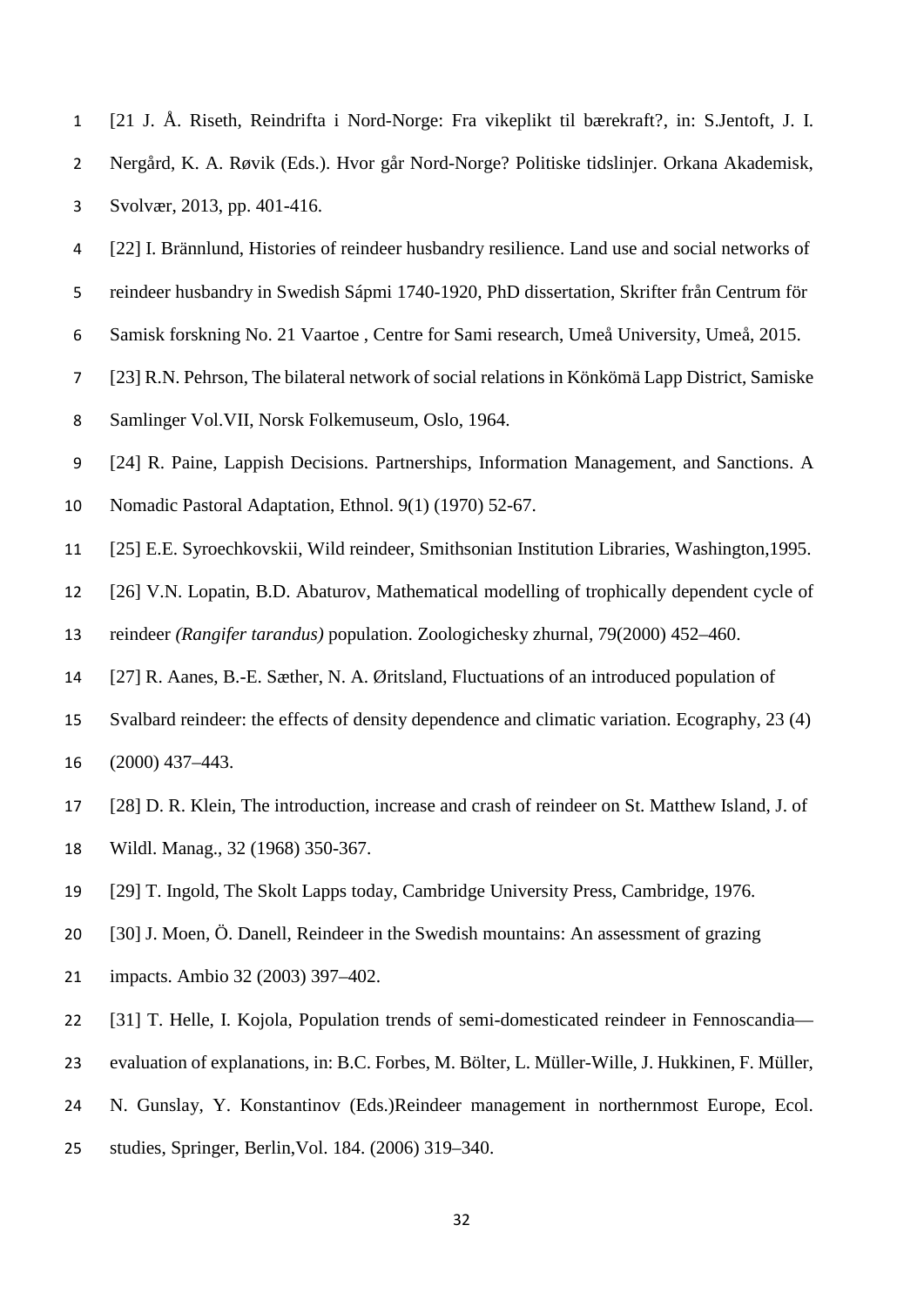[21 J. Å. Riseth, Reindrifta i Nord-Norge: Fra vikeplikt til bærekraft?, in: S.Jentoft, J. I. Nergård, K. A. Røvik (Eds.). Hvor går Nord-Norge? Politiske tidslinjer. Orkana Akademisk, Svolvær, 2013, pp. 401-416.

[22] I. Brännlund, Histories of reindeer husbandry resilience. Land use and social networks of reindeer husbandry in Swedish Sápmi 1740-1920, PhD dissertation, Skrifter från Centrum för Samisk forskning No. 21 Vaartoe , Centre for Sami research, Umeå University, Umeå, 2015.

[23] R.N. Pehrson, The bilateral network of social relations in Könkömä Lapp District, Samiske Samlinger Vol.VII, Norsk Folkemuseum, Oslo, 1964.

[24] R. Paine, Lappish Decisions. Partnerships, Information Management, and Sanctions. A Nomadic Pastoral Adaptation, Ethnol. 9(1) (1970) 52-67.

[25] E.E. Syroechkovskii, Wild reindeer, Smithsonian Institution Libraries, Washington,1995.

[26] V.N. Lopatin, B.D. Abaturov, Mathematical modelling of trophically dependent cycle of reindeer *(Rangifer tarandus)* population. Zoologichesky zhurnal, 79(2000) 452–460.

[27] R. Aanes, B.-E. Sæther, N. A. Øritsland, Fluctuations of an introduced population of Svalbard reindeer: the effects of density dependence and climatic variation. Ecography, 23 (4) (2000) 437–443.

[28] D. R. Klein, The introduction, increase and crash of reindeer on St. Matthew Island, J. of Wildl. Manag., 32 (1968) 350-367.

[29] T. Ingold, The Skolt Lapps today, Cambridge University Press, Cambridge, 1976.

[30] J. Moen, Ö. Danell, Reindeer in the Swedish mountains: An assessment of grazing impacts. Ambio 32 (2003) 397–402.

[31] T. Helle, I. Kojola, Population trends of semi-domesticated reindeer in Fennoscandia—evaluation of explanations, in: B.C. Forbes, M. Bölter, L. Müller-Wille, J. Hukkinen, F. Müller, N. Gunslay, Y. Konstantinov (Eds.)Reindeer management in northernmost Europe, Ecol. studies, Springer, Berlin,Vol. 184. (2006) 319–340.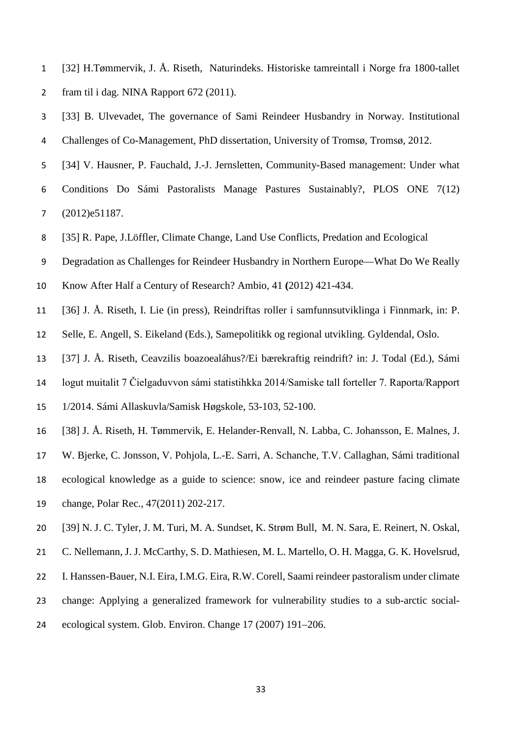[32] H.Tømmervik, J. Å. Riseth, Naturindeks. Historiske tamreintall i Norge fra 1800-tallet fram til i dag. NINA Rapport 672 (2011).

[33] B. Ulvevadet, The governance of Sami Reindeer Husbandry in Norway. Institutional Challenges of Co-Management, PhD dissertation, University of Tromsø, Tromsø, 2012.

[34] V. Hausner, P. Fauchald, J.-J. Jernsletten, Community-Based management: Under what Conditions Do Sámi Pastoralists Manage Pastures Sustainably?, PLOS ONE 7(12) (2012)e51187.

[35] R. Pape, J.Löffler, Climate Change, Land Use Conflicts, Predation and Ecological Degradation as Challenges for Reindeer Husbandry in Northern Europe—What Do We Really Know After Half a Century of Research? Ambio, 41 **(**2012) 421-434.

[36] J. Å. Riseth, I. Lie (in press), Reindriftas roller i samfunnsutviklinga i Finnmark, in: P. Selle, E. Angell, S. Eikeland (Eds.), Samepolitikk og regional utvikling. Gyldendal, Oslo.

[37] J. Å. Riseth, Ceavzilis boazoealáhus?/Ei bærekraftig reindrift? in: J. Todal (Ed.), Sámi logut muitalit 7 Čielgaduvvon sámi statistihkka 2014/Samiske tall forteller 7. Raporta/Rapport 1/2014. Sámi Allaskuvla/Samisk Høgskole, 53-103, 52-100.

[38] J. Å. Riseth, H. Tømmervik, E. Helander-Renvall, N. Labba, C. Johansson, E. Malnes, J. W. Bjerke, C. Jonsson, V. Pohjola, L.-E. Sarri, A. Schanche, T.V. Callaghan, Sámi traditional ecological knowledge as a guide to science: snow, ice and reindeer pasture facing climate change, Polar Rec., 47(2011) 202-217.

[39] N. J. C. Tyler, J. M. Turi, M. A. Sundset, K. Strøm Bull, M. N. Sara, E. Reinert, N. Oskal, C. Nellemann, J. J. McCarthy, S. D. Mathiesen, M. L. Martello, O. H. Magga, G. K. Hovelsrud, I. Hanssen-Bauer, N.I. Eira, I.M.G. Eira, R.W. Corell, Saami reindeer pastoralism under climate change: Applying a generalized framework for vulnerability studies to a sub-arctic social-ecological system. Glob. Environ. Change 17 (2007) 191–206.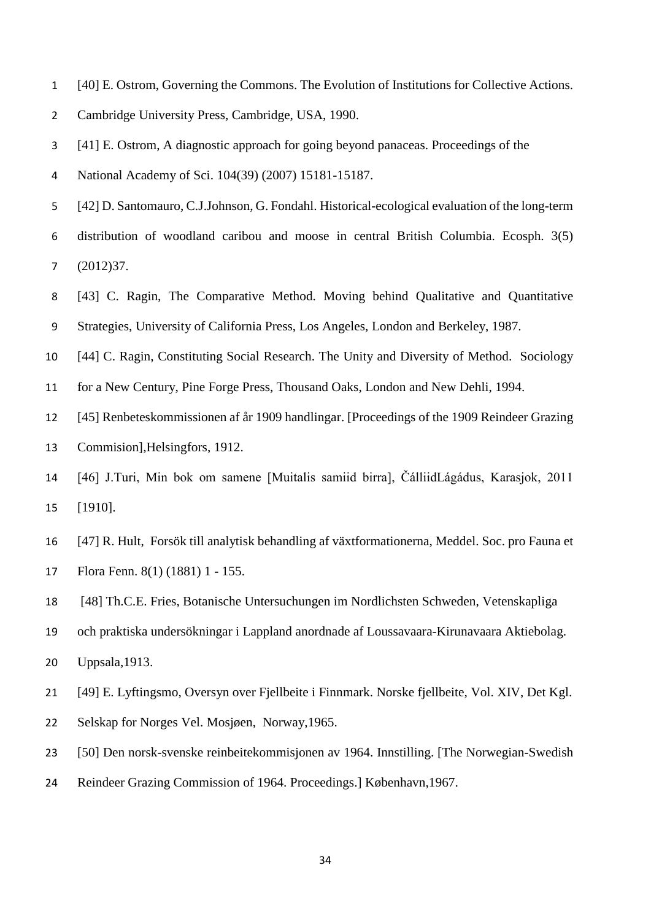[40] E. Ostrom, Governing the Commons. The Evolution of Institutions for Collective Actions. Cambridge University Press, Cambridge, USA, 1990.

[41] E. Ostrom, A diagnostic approach for going beyond panaceas. Proceedings of the National Academy of Sci. 104(39) (2007) 15181-15187.

[42] D. Santomauro, C.J.Johnson, G. Fondahl. Historical-ecological evaluation of the long-term distribution of woodland caribou and moose in central British Columbia. Ecosph. 3(5) (2012)37.

[43] C. Ragin, The Comparative Method. Moving behind Qualitative and Quantitative Strategies, University of California Press, Los Angeles, London and Berkeley, 1987.

[44] C. Ragin, Constituting Social Research. The Unity and Diversity of Method. Sociology for a New Century, Pine Forge Press, Thousand Oaks, London and New Dehli, 1994.

[45] Renbeteskommissionen af år 1909 handlingar. [Proceedings of the 1909 Reindeer Grazing Commision],Helsingfors, 1912.

[46] J.Turi, Min bok om samene [Muitalis samiid birra], ČálliidLágádus, Karasjok, 2011 [1910].

[47] R. Hult, Försök till analytisk behandling af växtformationerna, Meddel. Soc. pro Fauna et Flora Fenn. 8(1) (1881) 1 - 155.

[48] Th.C.E. Fries, Botanische Untersuchungen im Nordlichsten Schweden, Vetenskapliga och praktiska undersökningar i Lappland anordnade af Loussavaara-Kirunavaara Aktiebolag. Uppsala,1913.

[49] E. Lyftingsmo, Oversyn over Fjellbeite i Finnmark. Norske fjellbeite, Vol. XIV, Det Kgl. Selskap for Norges Vel. Mosjøen, Norway,1965.

[50] Den norsk-svenske reinbeitekommisjonen av 1964. Innstilling. [The Norwegian-Swedish Reindeer Grazing Commission of 1964. Proceedings.] København,1967.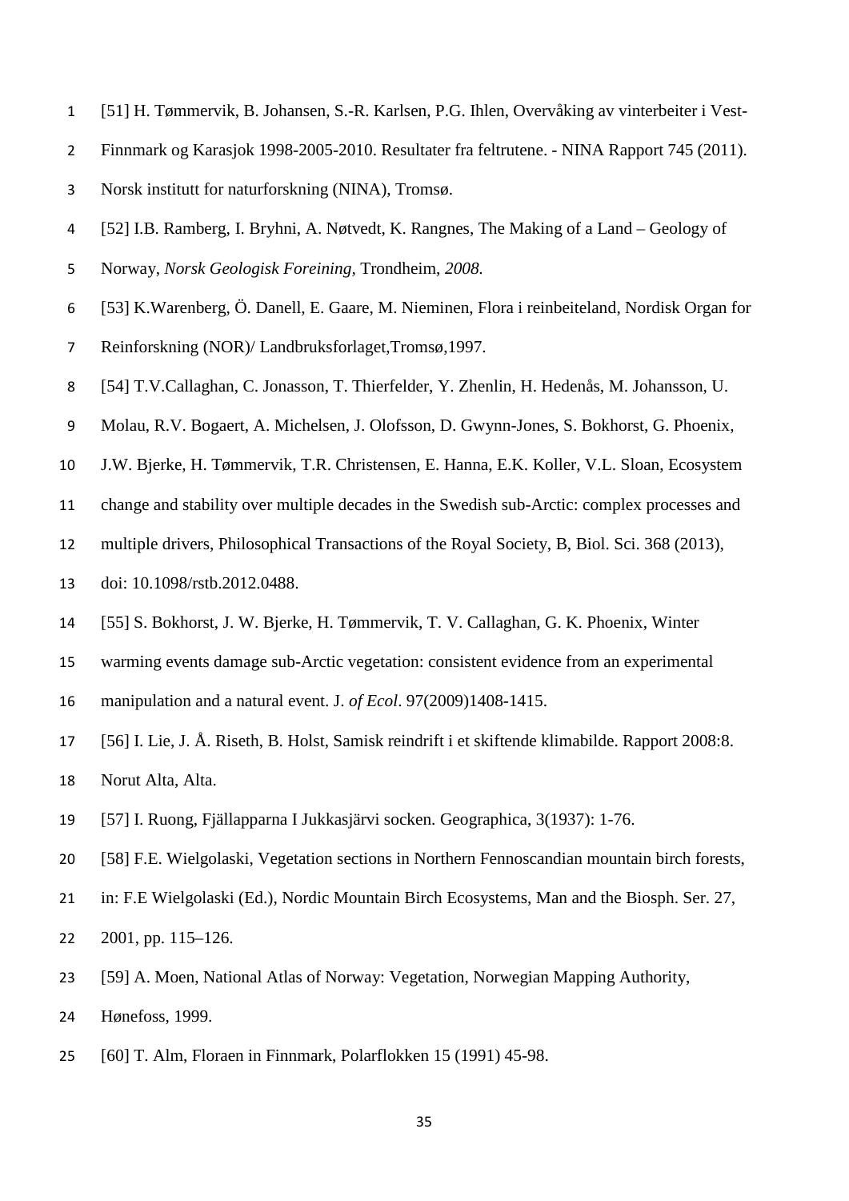[51] H. Tømmervik, B. Johansen, S.-R. Karlsen, P.G. Ihlen, Overvåking av vinterbeiter i Vest-Finnmark og Karasjok 1998-2005-2010. Resultater fra feltrutene. - NINA Rapport 745 (2011). Norsk institutt for naturforskning (NINA), Tromsø.

[52] I.B. Ramberg, I. Bryhni, A. Nøtvedt, K. Rangnes, The Making of a Land – Geology of Norway, *Norsk Geologisk Foreining,* Trondheim, *2008.*

[53] K.Warenberg, Ö. Danell, E. Gaare, M. Nieminen, Flora i reinbeiteland, Nordisk Organ for Reinforskning (NOR)/ Landbruksforlaget,Tromsø,1997.

[54] T.V.Callaghan, C. Jonasson, T. Thierfelder, Y. Zhenlin, H. Hedenås, M. Johansson, U. Molau, R.V. Bogaert, A. Michelsen, J. Olofsson, D. Gwynn-Jones, S. Bokhorst, G. Phoenix, J.W. Bjerke, H. Tømmervik, T.R. Christensen, E. Hanna, E.K. Koller, V.L. Sloan, Ecosystem change and stability over multiple decades in the Swedish sub-Arctic: complex processes and multiple drivers, Philosophical Transactions of the Royal Society, B, Biol. Sci. 368 (2013), doi: 10.1098/rstb.2012.0488.

[55] S. Bokhorst, J. W. Bjerke, H. Tømmervik, T. V. Callaghan, G. K. Phoenix, Winter warming events damage sub-Arctic vegetation: consistent evidence from an experimental manipulation and a natural event. J. *of Ecol*. 97(2009)1408-1415.

[56] I. Lie, J. Å. Riseth, B. Holst, Samisk reindrift i et skiftende klimabilde. Rapport 2008:8. Norut Alta, Alta.

[57] I. Ruong, Fjällapparna I Jukkasjärvi socken. Geographica, 3(1937): 1-76.

[58] F.E. Wielgolaski, Vegetation sections in Northern Fennoscandian mountain birch forests, in: F.E Wielgolaski (Ed.), Nordic Mountain Birch Ecosystems, Man and the Biosph. Ser. 27, 2001, pp. 115–126.

[59] A. Moen, National Atlas of Norway: Vegetation, Norwegian Mapping Authority, Hønefoss, 1999.

[60] T. Alm, Floraen in Finnmark, Polarflokken 15 (1991) 45-98.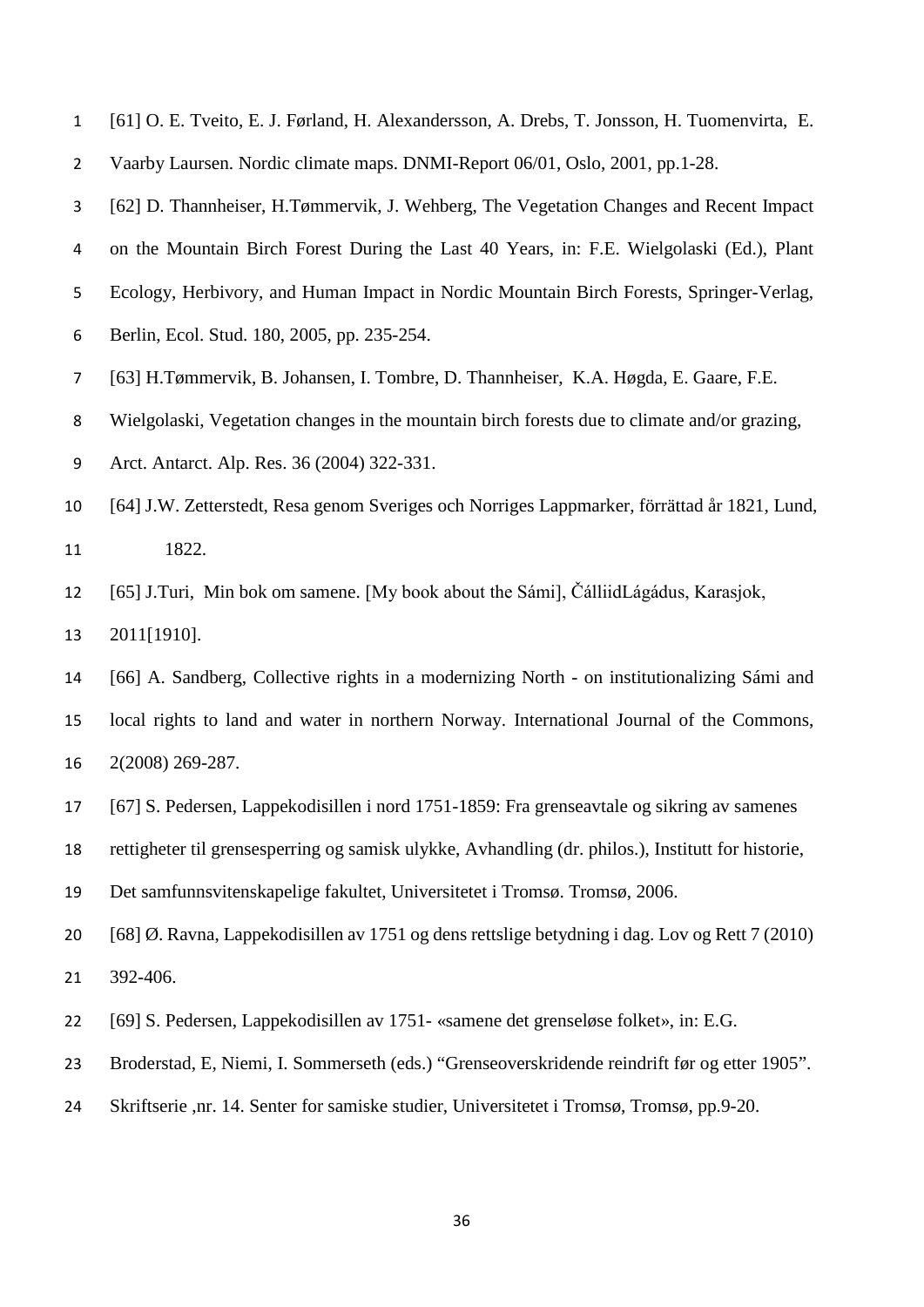[61] O. E. Tveito, E. J. Førland, H. Alexandersson, A. Drebs, T. Jonsson, H. Tuomenvirta, E. Vaarby Laursen. Nordic climate maps. DNMI-Report 06/01, Oslo, 2001, pp.1-28.

[62] D. Thannheiser, H.Tømmervik, J. Wehberg, The Vegetation Changes and Recent Impact on the Mountain Birch Forest During the Last 40 Years, in: F.E. Wielgolaski (Ed.), Plant Ecology, Herbivory, and Human Impact in Nordic Mountain Birch Forests, Springer-Verlag, Berlin, Ecol. Stud. 180, 2005, pp. 235-254.

[63] H.Tømmervik, B. Johansen, I. Tombre, D. Thannheiser, K.A. Høgda, E. Gaare, F.E. Wielgolaski, Vegetation changes in the mountain birch forests due to climate and/or grazing, Arct. Antarct. Alp. Res. 36 (2004) 322-331.

[64] J.W. Zetterstedt, Resa genom Sveriges och Norriges Lappmarker, förrättad år 1821, Lund, 1822.

[65] J.Turi, Min bok om samene. [My book about the Sámi], ČálliidLágádus, Karasjok, 2011[1910].

[66] A. Sandberg, Collective rights in a modernizing North - on institutionalizing Sámi and local rights to land and water in northern Norway. International Journal of the Commons, 2(2008) 269-287.

[67] S. Pedersen, Lappekodisillen i nord 1751-1859: Fra grenseavtale og sikring av samenes rettigheter til grensesperring og samisk ulykke, Avhandling (dr. philos.), Institutt for historie, Det samfunnsvitenskapelige fakultet, Universitetet i Tromsø. Tromsø, 2006.

[68] Ø. Ravna, Lappekodisillen av 1751 og dens rettslige betydning i dag. Lov og Rett 7 (2010) 392-406.

[69] S. Pedersen, Lappekodisillen av 1751- «samene det grenseløse folket», in: E.G. Broderstad, E, Niemi, I. Sommerseth (eds.) "Grenseoverskridende reindrift før og etter 1905". Skriftserie ,nr. 14. Senter for samiske studier, Universitetet i Tromsø, Tromsø, pp.9-20.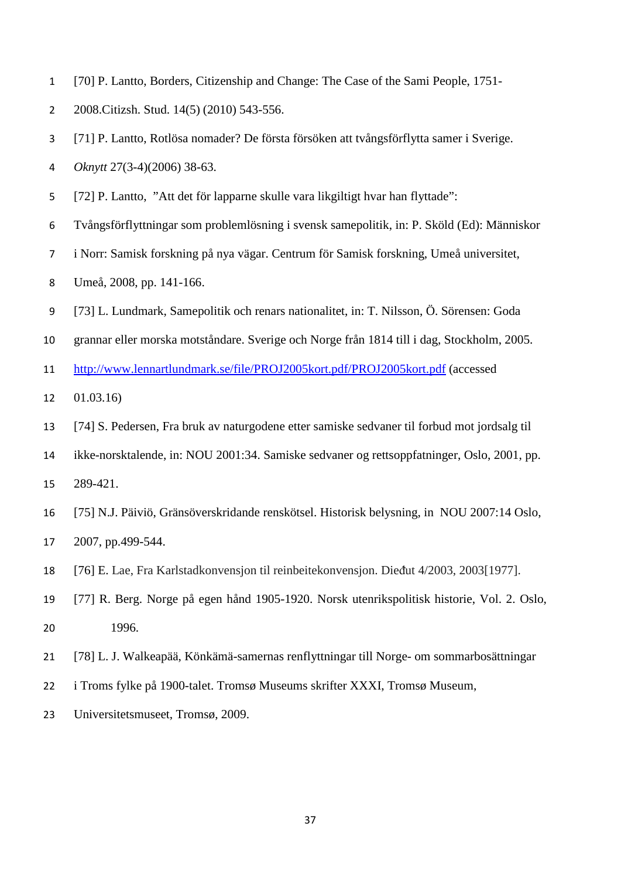[70] P. Lantto, Borders, Citizenship and Change: The Case of the Sami People, 1751-2008.Citizsh. Stud. 14(5) (2010) 543-556.

[71] P. Lantto, Rotlösa nomader? De första försöken att tvångsförflytta samer i Sverige. *Oknytt* 27(3-4)(2006) 38-63.

[72] P. Lantto, "Att det för lapparne skulle vara likgiltigt hvar han flyttade": Tvångsförflyttningar som problemlösning i svensk samepolitik, in: P. Sköld (Ed): Människor i Norr: Samisk forskning på nya vägar. Centrum för Samisk forskning, Umeå universitet, Umeå, 2008, pp. 141-166.

[73] L. Lundmark, Samepolitik och renars nationalitet, in: T. Nilsson, Ö. Sörensen: Goda grannar eller morska motståndare. Sverige och Norge från 1814 till i dag, Stockholm, 2005. http://www.lennartlundmark.se/file/PROJ2005kort.pdf/PROJ2005kort.pdf (accessed 01.03.16)

[74] S. Pedersen, Fra bruk av naturgodene etter samiske sedvaner til forbud mot jordsalg til ikke-norsktalende, in: NOU 2001:34. Samiske sedvaner og rettsoppfatninger, Oslo, 2001, pp. 289-421.

[75] N.J. Päiviö, Gränsöverskridande renskötsel. Historisk belysning, in NOU 2007:14 Oslo, 2007, pp.499-544.

[76] E. Lae, Fra Karlstadkonvensjon til reinbeitekonvensjon. Dieđut 4/2003, 2003[1977].

[77] R. Berg. Norge på egen hånd 1905-1920. Norsk utenrikspolitisk historie, Vol. 2. Oslo, 1996.

[78] L. J. Walkeapää, Könkämä-samernas renflyttningar till Norge- om sommarbosättningar i Troms fylke på 1900-talet. Tromsø Museums skrifter XXXI, Tromsø Museum, Universitetsmuseet, Tromsø, 2009.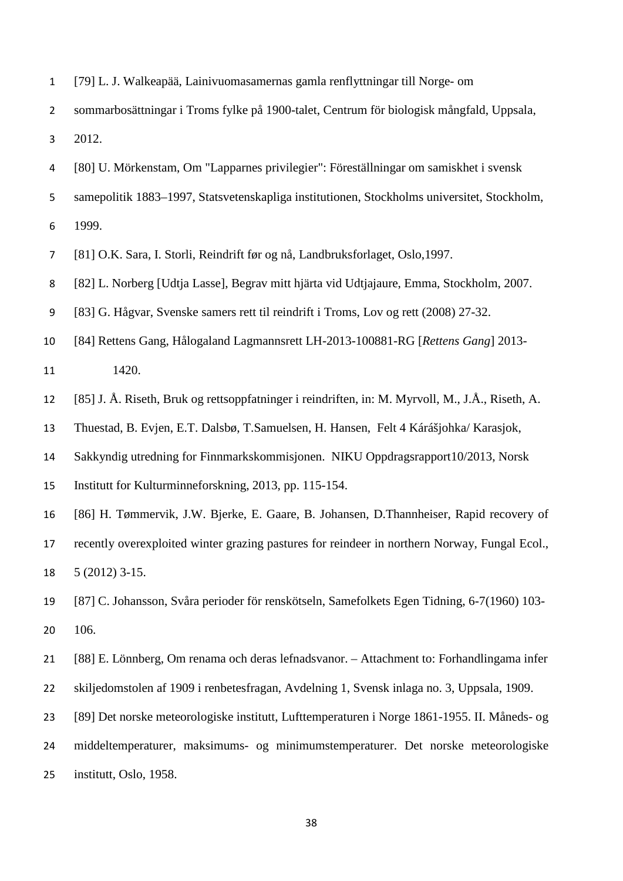[79] L. J. Walkeapää, Lainivuomasamernas gamla renflyttningar till Norge- om sommarbosättningar i Troms fylke på 1900-talet, Centrum för biologisk mångfald, Uppsala, 2012.

[80] U. Mörkenstam, Om "Lapparnes privilegier": Föreställningar om samiskhet i svensk samepolitik 1883–1997, Statsvetenskapliga institutionen, Stockholms universitet, Stockholm, 1999.

[81] O.K. Sara, I. Storli, Reindrift før og nå, Landbruksforlaget, Oslo,1997.

[82] L. Norberg [Udtja Lasse], Begrav mitt hjärta vid Udtjajaure, Emma, Stockholm, 2007.

[83] G. Hågvar, Svenske samers rett til reindrift i Troms, Lov og rett (2008) 27-32.

[84] Rettens Gang, Hålogaland Lagmannsrett LH-2013-100881-RG [*Rettens Gang*] 2013-1420.

[85] J. Å. Riseth, Bruk og rettsoppfatninger i reindriften, in: M. Myrvoll, M., J.Å., Riseth, A. Thuestad, B. Evjen, E.T. Dalsbø, T.Samuelsen, H. Hansen, Felt 4 Kárášjohka/ Karasjok, Sakkyndig utredning for Finnmarkskommisjonen. NIKU Oppdragsrapport10/2013, Norsk Institutt for Kulturminneforskning, 2013, pp. 115-154.

[86] H. Tømmervik, J.W. Bjerke, E. Gaare, B. Johansen, D.Thannheiser, Rapid recovery of recently overexploited winter grazing pastures for reindeer in northern Norway, Fungal Ecol., 5 (2012) 3-15.

[87] C. Johansson, Svåra perioder för renskötseln, Samefolkets Egen Tidning, 6-7(1960) 103-106.

[88] E. Lönnberg, Om renama och deras lefnadsvanor. – Attachment to: Forhandlingama infer skiljedomstolen af 1909 i renbetesfragan, Avdelning 1, Svensk inlaga no. 3, Uppsala, 1909.

[89] Det norske meteorologiske institutt, Lufttemperaturen i Norge 1861-1955. II. Måneds- og middeltemperaturer, maksimums- og minimumstemperaturer. Det norske meteorologiske institutt, Oslo, 1958.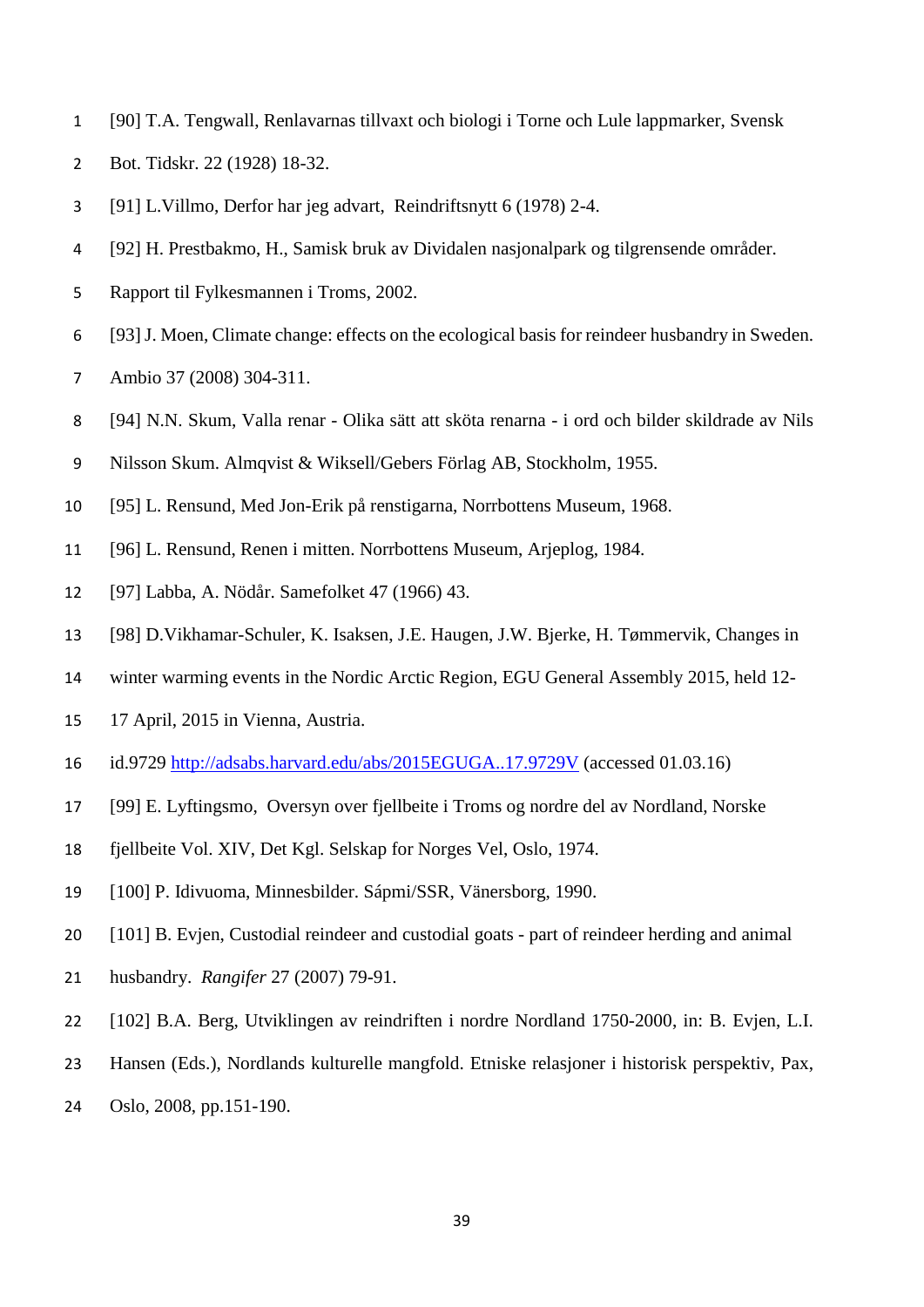[90] T.A. Tengwall, Renlavarnas tillvaxt och biologi i Torne och Lule lappmarker, Svensk Bot. Tidskr. 22 (1928) 18-32.

[91] L.Villmo, Derfor har jeg advart, Reindriftsnytt 6 (1978) 2-4.

[92] H. Prestbakmo, H., Samisk bruk av Dividalen nasjonalpark og tilgrensende områder. Rapport til Fylkesmannen i Troms, 2002.

[93] J. Moen, Climate change: effects on the ecological basis for reindeer husbandry in Sweden. Ambio 37 (2008) 304-311.

[94] N.N. Skum, Valla renar - Olika sätt att sköta renarna - i ord och bilder skildrade av Nils Nilsson Skum. Almqvist & Wiksell/Gebers Förlag AB, Stockholm, 1955.

[95] L. Rensund, Med Jon-Erik på renstigarna, Norrbottens Museum, 1968.

[96] L. Rensund, Renen i mitten. Norrbottens Museum, Arjeplog, 1984.

[97] Labba, A. Nödår. Samefolket 47 (1966) 43.

[98] D.Vikhamar-Schuler, K. Isaksen, J.E. Haugen, J.W. Bjerke, H. Tømmervik, Changes in winter warming events in the Nordic Arctic Region, EGU General Assembly 2015, held 12-17 April, 2015 in Vienna, Austria.
id.9729 http://adsabs.harvard.edu/abs/2015EGUGA..17.9729V (accessed 01.03.16)

[99] E. Lyftingsmo, Oversyn over fjellbeite i Troms og nordre del av Nordland, Norske fjellbeite Vol. XIV, Det Kgl. Selskap for Norges Vel, Oslo, 1974.

[100] P. Idivuoma, Minnesbilder. Sápmi/SSR, Vänersborg, 1990.

[101] B. Evjen, Custodial reindeer and custodial goats - part of reindeer herding and animal husbandry. *Rangifer* 27 (2007) 79-91.

[102] B.A. Berg, Utviklingen av reindriften i nordre Nordland 1750-2000, in: B. Evjen, L.I. Hansen (Eds.), Nordlands kulturelle mangfold. Etniske relasjoner i historisk perspektiv, Pax, Oslo, 2008, pp.151-190.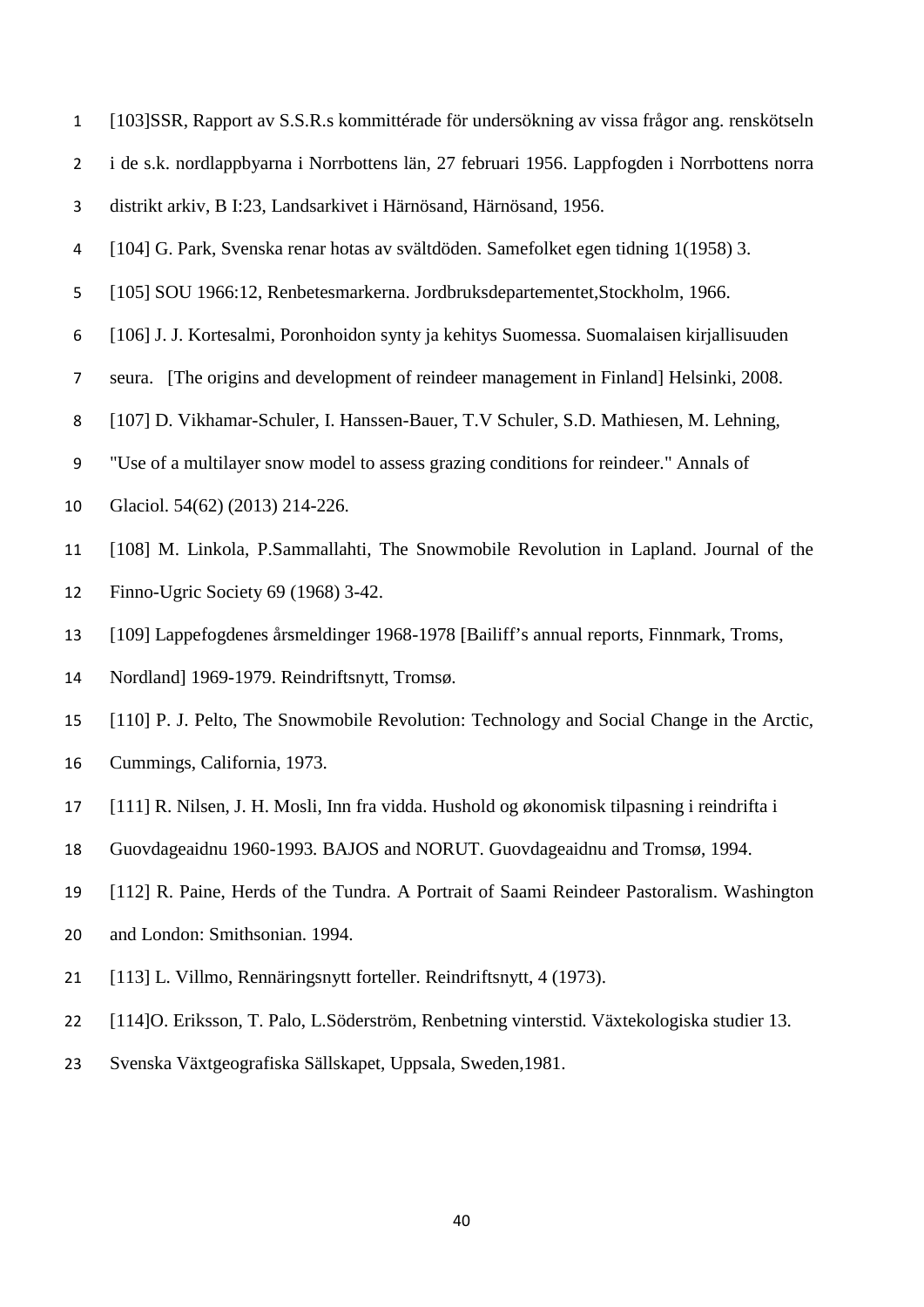[103]SSR, Rapport av S.S.R.s kommittérade för undersökning av vissa frågor ang. renskötseln i de s.k. nordlappbyarna i Norrbottens län, 27 februari 1956. Lappfogden i Norrbottens norra distrikt arkiv, B I:23, Landsarkivet i Härnösand, Härnösand, 1956.

[104] G. Park, Svenska renar hotas av svältdöden. Samefolket egen tidning 1(1958) 3.

[105] SOU 1966:12, Renbetesmarkerna. Jordbruksdepartementet,Stockholm, 1966.

[106] J. J. Kortesalmi, Poronhoidon synty ja kehitys Suomessa. Suomalaisen kirjallisuuden seura. [The origins and development of reindeer management in Finland] Helsinki, 2008.

[107] D. Vikhamar-Schuler, I. Hanssen-Bauer, T.V Schuler, S.D. Mathiesen, M. Lehning, "Use of a multilayer snow model to assess grazing conditions for reindeer." Annals of Glaciol. 54(62) (2013) 214-226.

[108] M. Linkola, P.Sammallahti, The Snowmobile Revolution in Lapland. Journal of the Finno-Ugric Society 69 (1968) 3-42.

[109] Lappefogdenes årsmeldinger 1968-1978 [Bailiff's annual reports, Finnmark, Troms, Nordland] 1969-1979. Reindriftsnytt, Tromsø.

[110] P. J. Pelto, The Snowmobile Revolution: Technology and Social Change in the Arctic, Cummings, California, 1973.

[111] R. Nilsen, J. H. Mosli, Inn fra vidda. Hushold og økonomisk tilpasning i reindrifta i Guovdageaidnu 1960-1993. BAJOS and NORUT. Guovdageaidnu and Tromsø, 1994.

[112] R. Paine, Herds of the Tundra. A Portrait of Saami Reindeer Pastoralism. Washington and London: Smithsonian. 1994.

[113] L. Villmo, Rennäringsnytt forteller. Reindriftsnytt, 4 (1973).

[114]O. Eriksson, T. Palo, L.Söderström, Renbetning vinterstid. Växtekologiska studier 13. Svenska Växtgeografiska Sällskapet, Uppsala, Sweden,1981.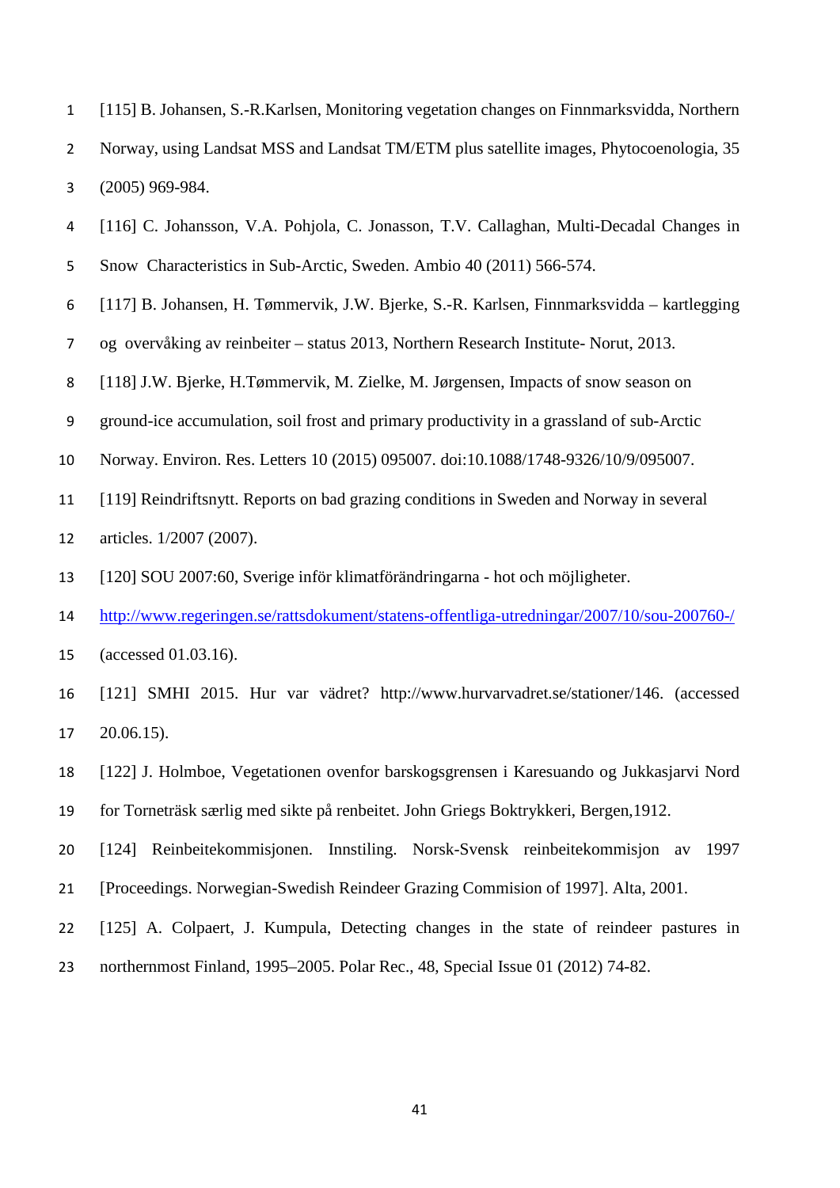[115] B. Johansen, S.-R.Karlsen, Monitoring vegetation changes on Finnmarksvidda, Northern Norway, using Landsat MSS and Landsat TM/ETM plus satellite images, Phytocoenologia, 35 (2005) 969-984.

[116] C. Johansson, V.A. Pohjola, C. Jonasson, T.V. Callaghan, Multi-Decadal Changes in Snow Characteristics in Sub-Arctic, Sweden. Ambio 40 (2011) 566-574.

[117] B. Johansen, H. Tømmervik, J.W. Bjerke, S.-R. Karlsen, Finnmarksvidda – kartlegging og overvåking av reinbeiter – status 2013, Northern Research Institute- Norut, 2013.

[118] J.W. Bjerke, H.Tømmervik, M. Zielke, M. Jørgensen, Impacts of snow season on ground-ice accumulation, soil frost and primary productivity in a grassland of sub-Arctic Norway. Environ. Res. Letters 10 (2015) 095007. doi:10.1088/1748-9326/10/9/095007.

[119] Reindriftsnytt. Reports on bad grazing conditions in Sweden and Norway in several articles. 1/2007 (2007).

[120] SOU 2007:60, Sverige inför klimatförändringarna - hot och möjligheter. http://www.regeringen.se/rattsdokument/statens-offentliga-utredningar/2007/10/sou-200760-/ (accessed 01.03.16).

[121] SMHI 2015. Hur var vädret? http://www.hurvarvadret.se/stationer/146. (accessed 20.06.15).

[122] J. Holmboe, Vegetationen ovenfor barskogsgrensen i Karesuando og Jukkasjarvi Nord for Torneträsk særlig med sikte på renbeitet. John Griegs Boktrykkeri, Bergen,1912.

[124] Reinbeitekommisjonen. Innstiling. Norsk-Svensk reinbeitekommisjon av 1997 [Proceedings. Norwegian-Swedish Reindeer Grazing Commision of 1997]. Alta, 2001.

[125] A. Colpaert, J. Kumpula, Detecting changes in the state of reindeer pastures in northernmost Finland, 1995–2005. Polar Rec., 48, Special Issue 01 (2012) 74-82.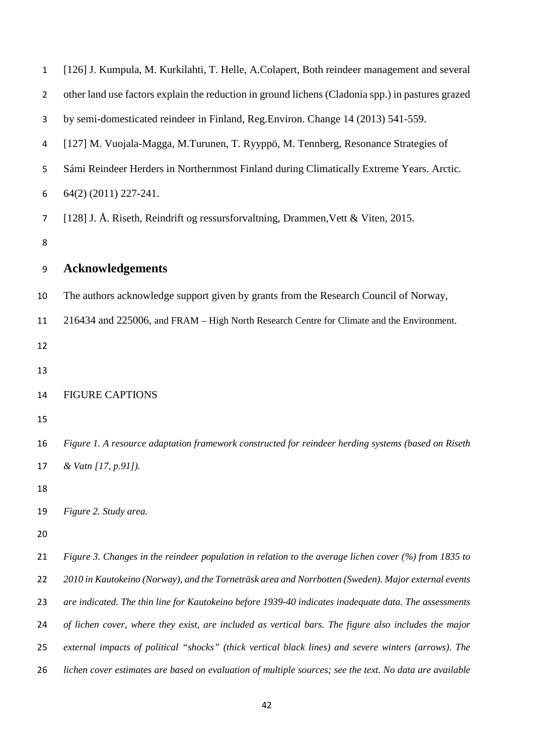[126] J. Kumpula, M. Kurkilahti, T. Helle, A.Colapert, Both reindeer management and several other land use factors explain the reduction in ground lichens (Cladonia spp.) in pastures grazed by semi-domesticated reindeer in Finland, Reg.Environ. Change 14 (2013) 541-559.

[127] M. Vuojala-Magga, M.Turunen, T. Ryyppö, M. Tennberg, Resonance Strategies of Sámi Reindeer Herders in Northernmost Finland during Climatically Extreme Years. Arctic. 64(2) (2011) 227-241.

[128] J. Å. Riseth, Reindrift og ressursforvaltning, Drammen,Vett & Viten, 2015.

## Acknowledgements

The authors acknowledge support given by grants from the Research Council of Norway, 216434 and 225006, and FRAM – High North Research Centre for Climate and the Environment.

FIGURE CAPTIONS

*Figure 1. A resource adaptation framework constructed for reindeer herding systems (based on Riseth & Vatn [17, p.91]).*

*Figure 2. Study area.*

*Figure 3. Changes in the reindeer population in relation to the average lichen cover (%) from 1835 to 2010 in Kautokeino (Norway), and the Torneträsk area and Norrbotten (Sweden). Major external events are indicated. The thin line for Kautokeino before 1939-40 indicates inadequate data. The assessments of lichen cover, where they exist, are included as vertical bars. The figure also includes the major external impacts of political "shocks" (thick vertical black lines) and severe winters (arrows). The lichen cover estimates are based on evaluation of multiple sources; see the text. No data are available*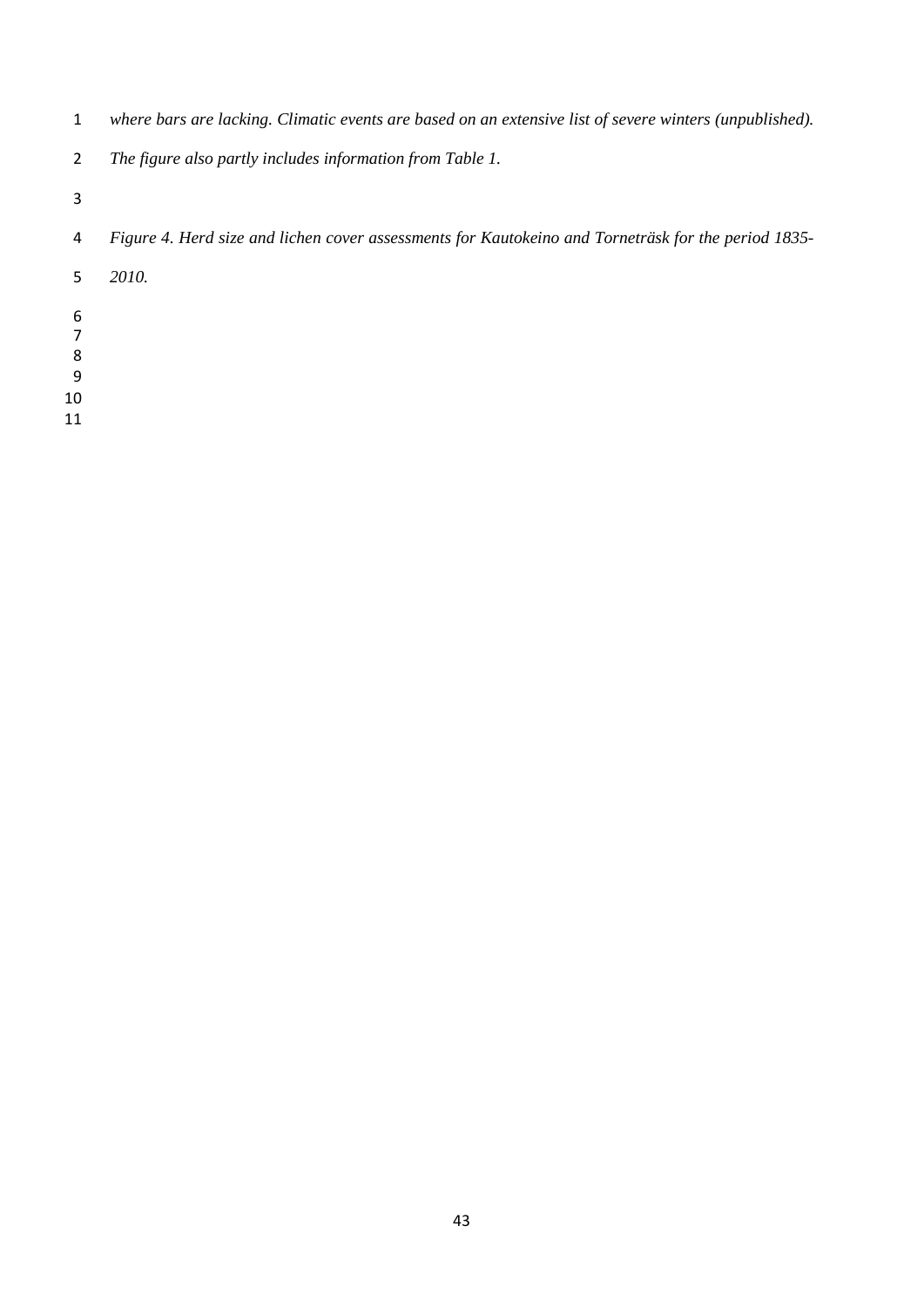*where bars are lacking. Climatic events are based on an extensive list of severe winters (unpublished). The figure also partly includes information from Table 1.*

*Figure 4. Herd size and lichen cover assessments for Kautokeino and Torneträsk for the period 1835-2010.*